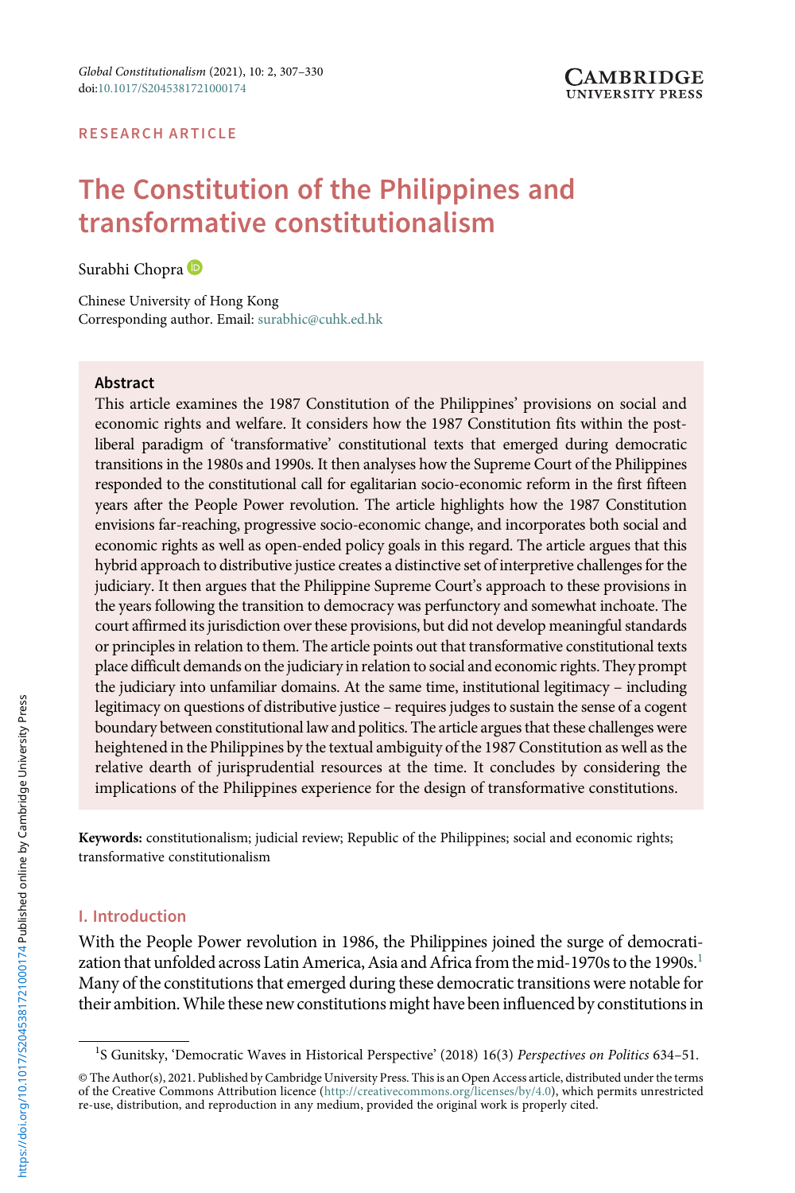RESEARCH ARTICLE

# The Constitution of the Philippines and transformative constitutionalism

Surabhi Chopra

Chinese University of Hong Kong
Corresponding author. Email: surabhic@cuhk.edu.hk

## Abstract

This article examines the 1987 Constitution of the Philippines' provisions on social and economic rights and welfare. It considers how the 1987 Constitution fits within the post-liberal paradigm of 'transformative' constitutional texts that emerged during democratic transitions in the 1980s and 1990s. It then analyses how the Supreme Court of the Philippines responded to the constitutional call for egalitarian socio-economic reform in the first fifteen years after the People Power revolution. The article highlights how the 1987 Constitution envisions far-reaching, progressive socio-economic change, and incorporates both social and economic rights as well as open-ended policy goals in this regard. The article argues that this hybrid approach to distributive justice creates a distinctive set of interpretive challenges for the judiciary. It then argues that the Philippine Supreme Court's approach to these provisions in the years following the transition to democracy was perfunctory and somewhat inchoate. The court affirmed its jurisdiction over these provisions, but did not develop meaningful standards or principles in relation to them. The article points out that transformative constitutional texts place difficult demands on the judiciary in relation to social and economic rights. They prompt the judiciary into unfamiliar domains. At the same time, institutional legitimacy – including legitimacy on questions of distributive justice – requires judges to sustain the sense of a cogent boundary between constitutional law and politics. The article argues that these challenges were heightened in the Philippines by the textual ambiguity of the 1987 Constitution as well as the relative dearth of jurisprudential resources at the time. It concludes by considering the implications of the Philippines experience for the design of transformative constitutions.

**Keywords:** constitutionalism; judicial review; Republic of the Philippines; social and economic rights; transformative constitutionalism

## I. Introduction

With the People Power revolution in 1986, the Philippines joined the surge of democratization that unfolded across Latin America, Asia and Africa from the mid-1970s to the 1990s.[1] Many of the constitutions that emerged during these democratic transitions were notable for their ambition. While these new constitutions might have been influenced by constitutions in

[1] S Gunitsky, 'Democratic Waves in Historical Perspective' (2018) 16(3) *Perspectives on Politics* 634–51.

© The Author(s), 2021. Published by Cambridge University Press. This is an Open Access article, distributed under the terms of the Creative Commons Attribution licence (http://creativecommons.org/licenses/by/4.0), which permits unrestricted re-use, distribution, and reproduction in any medium, provided the original work is properly cited.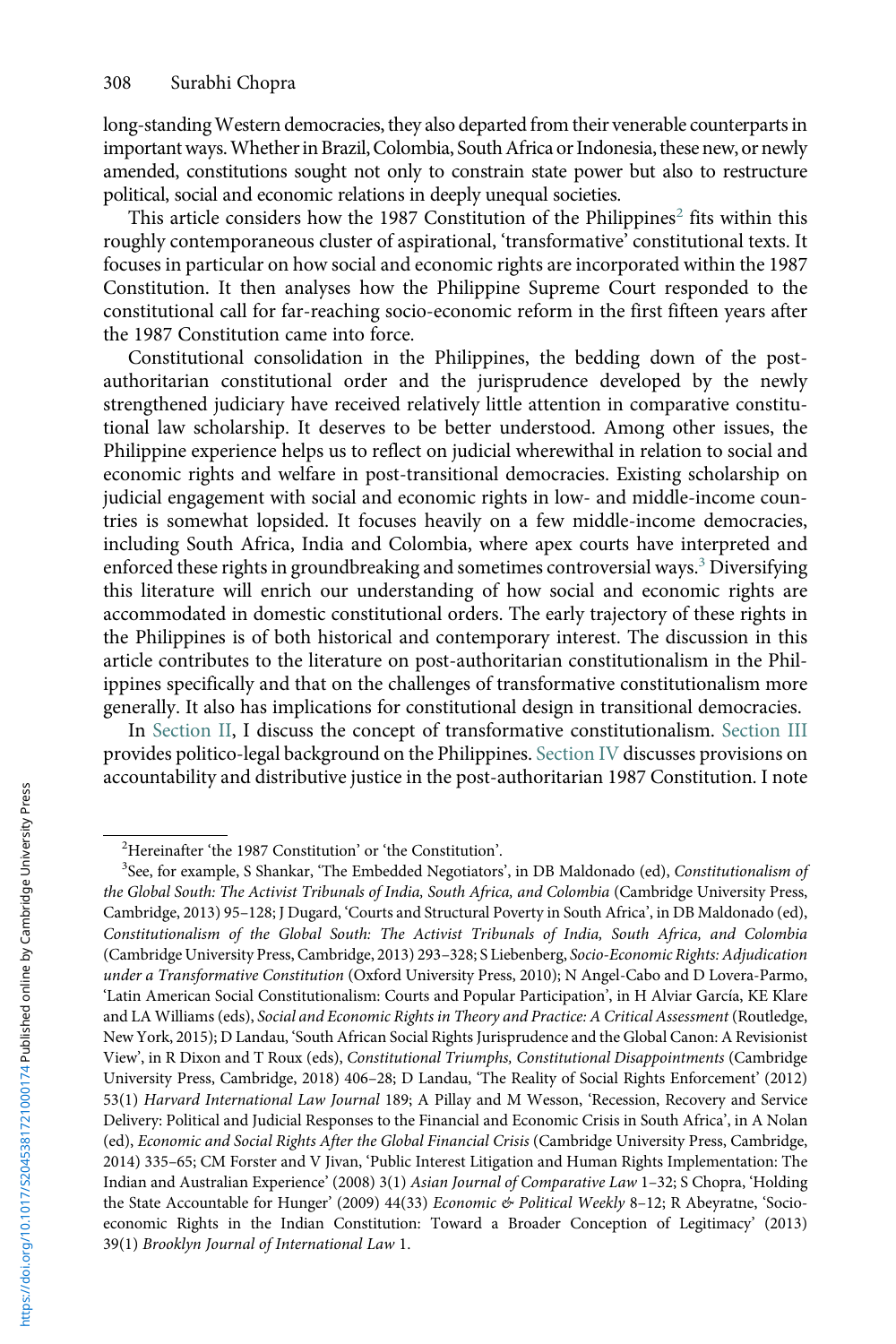long-standing Western democracies, they also departed from their venerable counterparts in important ways. Whether in Brazil, Colombia, South Africa or Indonesia, these new, or newly amended, constitutions sought not only to constrain state power but also to restructure political, social and economic relations in deeply unequal societies.

This article considers how the 1987 Constitution of the Philippines[2] fits within this roughly contemporaneous cluster of aspirational, 'transformative' constitutional texts. It focuses in particular on how social and economic rights are incorporated within the 1987 Constitution. It then analyses how the Philippine Supreme Court responded to the constitutional call for far-reaching socio-economic reform in the first fifteen years after the 1987 Constitution came into force.

Constitutional consolidation in the Philippines, the bedding down of the post-authoritarian constitutional order and the jurisprudence developed by the newly strengthened judiciary have received relatively little attention in comparative constitutional law scholarship. It deserves to be better understood. Among other issues, the Philippine experience helps us to reflect on judicial wherewithal in relation to social and economic rights and welfare in post-transitional democracies. Existing scholarship on judicial engagement with social and economic rights in low- and middle-income countries is somewhat lopsided. It focuses heavily on a few middle-income democracies, including South Africa, India and Colombia, where apex courts have interpreted and enforced these rights in groundbreaking and sometimes controversial ways.[3] Diversifying this literature will enrich our understanding of how social and economic rights are accommodated in domestic constitutional orders. The early trajectory of these rights in the Philippines is of both historical and contemporary interest. The discussion in this article contributes to the literature on post-authoritarian constitutionalism in the Philippines specifically and that on the challenges of transformative constitutionalism more generally. It also has implications for constitutional design in transitional democracies.

In Section II, I discuss the concept of transformative constitutionalism. Section III provides politico-legal background on the Philippines. Section IV discusses provisions on accountability and distributive justice in the post-authoritarian 1987 Constitution. I note

---

[2]Hereinafter 'the 1987 Constitution' or 'the Constitution'.

[3]See, for example, S Shankar, 'The Embedded Negotiators', in DB Maldonado (ed), *Constitutionalism of the Global South: The Activist Tribunals of India, South Africa, and Colombia* (Cambridge University Press, Cambridge, 2013) 95–128; J Dugard, 'Courts and Structural Poverty in South Africa', in DB Maldonado (ed), *Constitutionalism of the Global South: The Activist Tribunals of India, South Africa, and Colombia* (Cambridge University Press, Cambridge, 2013) 293–328; S Liebenberg, *Socio-Economic Rights: Adjudication under a Transformative Constitution* (Oxford University Press, 2010); N Angel-Cabo and D Lovera-Parmo, 'Latin American Social Constitutionalism: Courts and Popular Participation', in H Alviar García, KE Klare and LA Williams (eds), *Social and Economic Rights in Theory and Practice: A Critical Assessment* (Routledge, New York, 2015); D Landau, 'South African Social Rights Jurisprudence and the Global Canon: A Revisionist View', in R Dixon and T Roux (eds), *Constitutional Triumphs, Constitutional Disappointments* (Cambridge University Press, Cambridge, 2018) 406–28; D Landau, 'The Reality of Social Rights Enforcement' (2012) 53(1) *Harvard International Law Journal* 189; A Pillay and M Wesson, 'Recession, Recovery and Service Delivery: Political and Judicial Responses to the Financial and Economic Crisis in South Africa', in A Nolan (ed), *Economic and Social Rights After the Global Financial Crisis* (Cambridge University Press, Cambridge, 2014) 335–65; CM Forster and V Jivan, 'Public Interest Litigation and Human Rights Implementation: The Indian and Australian Experience' (2008) 3(1) *Asian Journal of Comparative Law* 1–32; S Chopra, 'Holding the State Accountable for Hunger' (2009) 44(33) *Economic & Political Weekly* 8–12; R Abeyratne, 'Socio-economic Rights in the Indian Constitution: Toward a Broader Conception of Legitimacy' (2013) 39(1) *Brooklyn Journal of International Law* 1.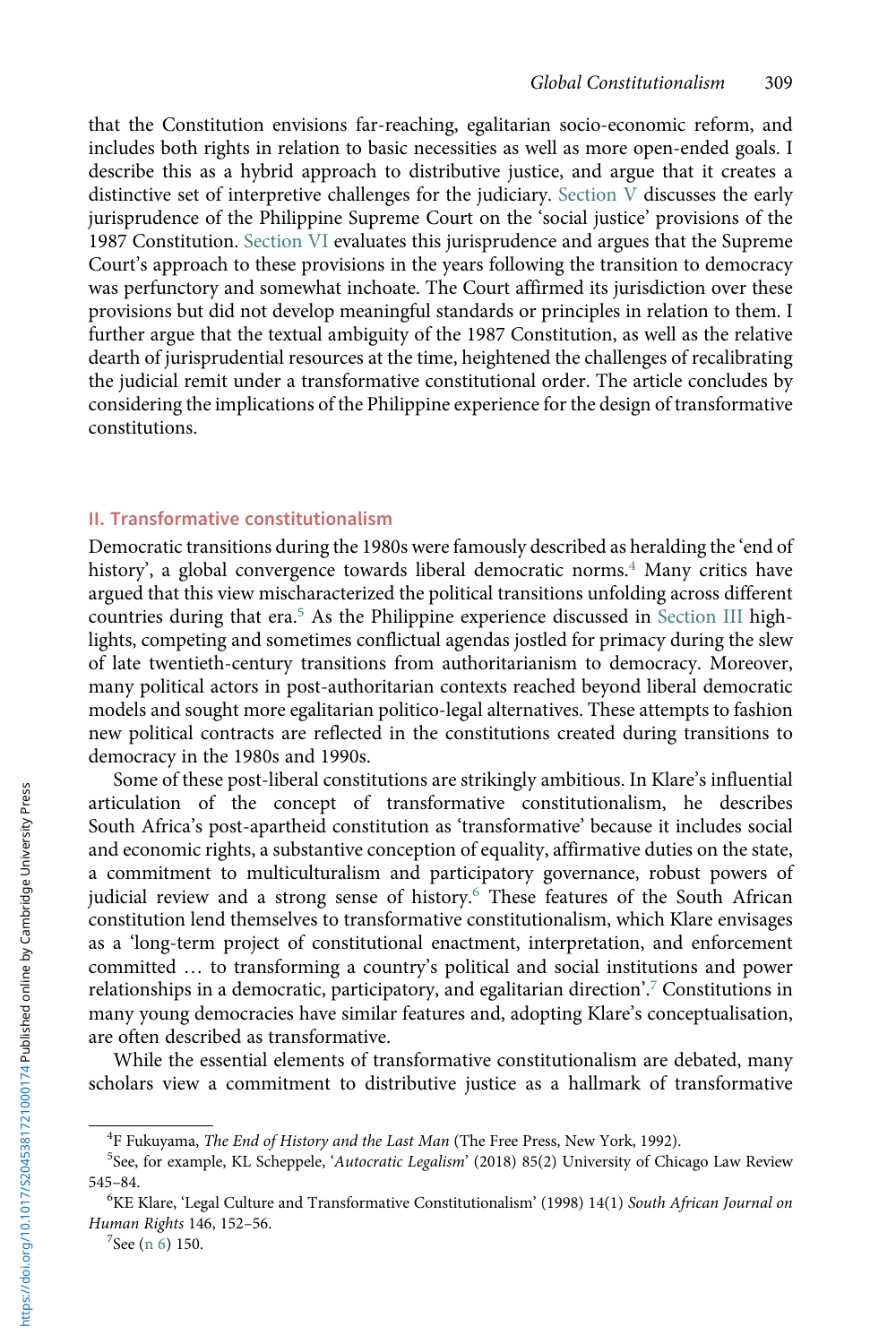that the Constitution envisions far-reaching, egalitarian socio-economic reform, and includes both rights in relation to basic necessities as well as more open-ended goals. I describe this as a hybrid approach to distributive justice, and argue that it creates a distinctive set of interpretive challenges for the judiciary. Section V discusses the early jurisprudence of the Philippine Supreme Court on the 'social justice' provisions of the 1987 Constitution. Section VI evaluates this jurisprudence and argues that the Supreme Court's approach to these provisions in the years following the transition to democracy was perfunctory and somewhat inchoate. The Court affirmed its jurisdiction over these provisions but did not develop meaningful standards or principles in relation to them. I further argue that the textual ambiguity of the 1987 Constitution, as well as the relative dearth of jurisprudential resources at the time, heightened the challenges of recalibrating the judicial remit under a transformative constitutional order. The article concludes by considering the implications of the Philippine experience for the design of transformative constitutions.

## II. Transformative constitutionalism

Democratic transitions during the 1980s were famously described as heralding the 'end of history', a global convergence towards liberal democratic norms.[4] Many critics have argued that this view mischaracterized the political transitions unfolding across different countries during that era.[5] As the Philippine experience discussed in Section III highlights, competing and sometimes conflictual agendas jostled for primacy during the slew of late twentieth-century transitions from authoritarianism to democracy. Moreover, many political actors in post-authoritarian contexts reached beyond liberal democratic models and sought more egalitarian politico-legal alternatives. These attempts to fashion new political contracts are reflected in the constitutions created during transitions to democracy in the 1980s and 1990s.

Some of these post-liberal constitutions are strikingly ambitious. In Klare's influential articulation of the concept of transformative constitutionalism, he describes South Africa's post-apartheid constitution as 'transformative' because it includes social and economic rights, a substantive conception of equality, affirmative duties on the state, a commitment to multiculturalism and participatory governance, robust powers of judicial review and a strong sense of history.[6] These features of the South African constitution lend themselves to transformative constitutionalism, which Klare envisages as a 'long-term project of constitutional enactment, interpretation, and enforcement committed … to transforming a country's political and social institutions and power relationships in a democratic, participatory, and egalitarian direction'.[7] Constitutions in many young democracies have similar features and, adopting Klare's conceptualisation, are often described as transformative.

While the essential elements of transformative constitutionalism are debated, many scholars view a commitment to distributive justice as a hallmark of transformative

---

[4]F Fukuyama, *The End of History and the Last Man* (The Free Press, New York, 1992).

[5]See, for example, KL Scheppele, '*Autocratic Legalism*' (2018) 85(2) University of Chicago Law Review 545–84.

[6]KE Klare, 'Legal Culture and Transformative Constitutionalism' (1998) 14(1) *South African Journal on Human Rights* 146, 152–56.

[7]See (n 6) 150.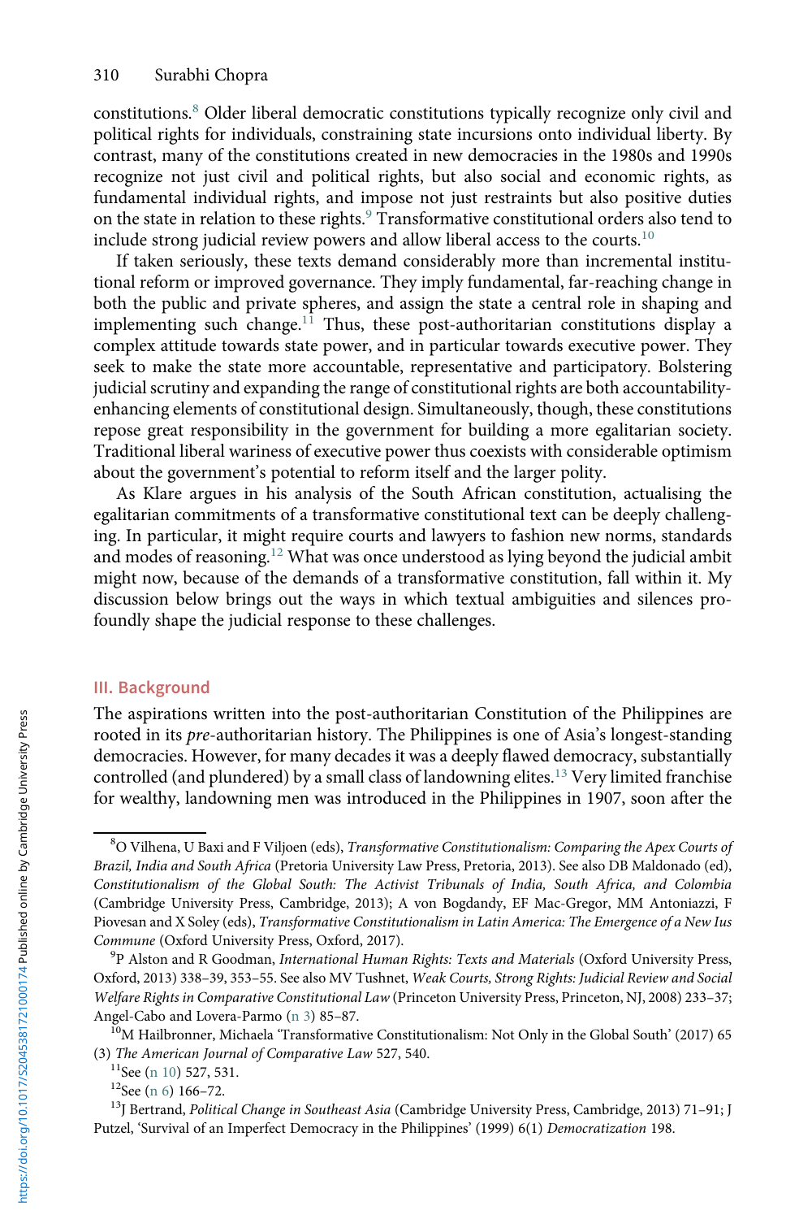constitutions.[8] Older liberal democratic constitutions typically recognize only civil and political rights for individuals, constraining state incursions onto individual liberty. By contrast, many of the constitutions created in new democracies in the 1980s and 1990s recognize not just civil and political rights, but also social and economic rights, as fundamental individual rights, and impose not just restraints but also positive duties on the state in relation to these rights.[9] Transformative constitutional orders also tend to include strong judicial review powers and allow liberal access to the courts.[10]

If taken seriously, these texts demand considerably more than incremental institutional reform or improved governance. They imply fundamental, far-reaching change in both the public and private spheres, and assign the state a central role in shaping and implementing such change.[11] Thus, these post-authoritarian constitutions display a complex attitude towards state power, and in particular towards executive power. They seek to make the state more accountable, representative and participatory. Bolstering judicial scrutiny and expanding the range of constitutional rights are both accountability-enhancing elements of constitutional design. Simultaneously, though, these constitutions repose great responsibility in the government for building a more egalitarian society. Traditional liberal wariness of executive power thus coexists with considerable optimism about the government's potential to reform itself and the larger polity.

As Klare argues in his analysis of the South African constitution, actualising the egalitarian commitments of a transformative constitutional text can be deeply challenging. In particular, it might require courts and lawyers to fashion new norms, standards and modes of reasoning.[12] What was once understood as lying beyond the judicial ambit might now, because of the demands of a transformative constitution, fall within it. My discussion below brings out the ways in which textual ambiguities and silences profoundly shape the judicial response to these challenges.

## III. Background

The aspirations written into the post-authoritarian Constitution of the Philippines are rooted in its *pre*-authoritarian history. The Philippines is one of Asia's longest-standing democracies. However, for many decades it was a deeply flawed democracy, substantially controlled (and plundered) by a small class of landowning elites.[13] Very limited franchise for wealthy, landowning men was introduced in the Philippines in 1907, soon after the

---

[8] O Vilhena, U Baxi and F Viljoen (eds), *Transformative Constitutionalism: Comparing the Apex Courts of Brazil, India and South Africa* (Pretoria University Law Press, Pretoria, 2013). See also DB Maldonado (ed), *Constitutionalism of the Global South: The Activist Tribunals of India, South Africa, and Colombia* (Cambridge University Press, Cambridge, 2013); A von Bogdandy, EF Mac-Gregor, MM Antoniazzi, F Piovesan and X Soley (eds), *Transformative Constitutionalism in Latin America: The Emergence of a New Ius Commune* (Oxford University Press, Oxford, 2017).

[9] P Alston and R Goodman, *International Human Rights: Texts and Materials* (Oxford University Press, Oxford, 2013) 338–39, 353–55. See also MV Tushnet, *Weak Courts, Strong Rights: Judicial Review and Social Welfare Rights in Comparative Constitutional Law* (Princeton University Press, Princeton, NJ, 2008) 233–37; Angel-Cabo and Lovera-Parmo (n 3) 85–87.

[10] M Hailbronner, Michaela 'Transformative Constitutionalism: Not Only in the Global South' (2017) 65 (3) *The American Journal of Comparative Law* 527, 540.

[11] See (n 10) 527, 531.

[12] See (n 6) 166–72.

[13] J Bertrand, *Political Change in Southeast Asia* (Cambridge University Press, Cambridge, 2013) 71–91; J Putzel, 'Survival of an Imperfect Democracy in the Philippines' (1999) 6(1) *Democratization* 198.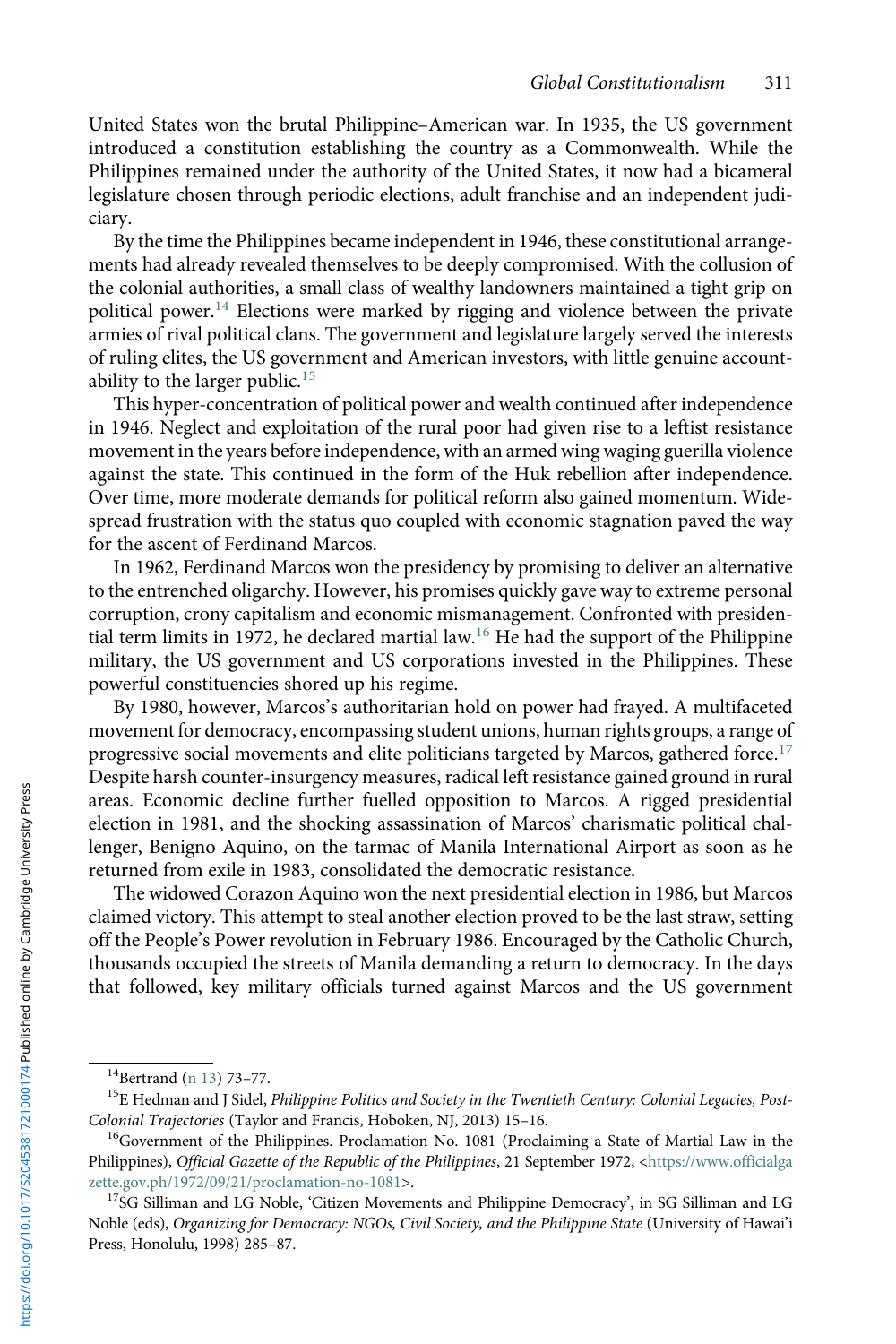United States won the brutal Philippine–American war. In 1935, the US government introduced a constitution establishing the country as a Commonwealth. While the Philippines remained under the authority of the United States, it now had a bicameral legislature chosen through periodic elections, adult franchise and an independent judiciary.

By the time the Philippines became independent in 1946, these constitutional arrangements had already revealed themselves to be deeply compromised. With the collusion of the colonial authorities, a small class of wealthy landowners maintained a tight grip on political power.[14] Elections were marked by rigging and violence between the private armies of rival political clans. The government and legislature largely served the interests of ruling elites, the US government and American investors, with little genuine accountability to the larger public.[15]

This hyper-concentration of political power and wealth continued after independence in 1946. Neglect and exploitation of the rural poor had given rise to a leftist resistance movement in the years before independence, with an armed wing waging guerilla violence against the state. This continued in the form of the Huk rebellion after independence. Over time, more moderate demands for political reform also gained momentum. Widespread frustration with the status quo coupled with economic stagnation paved the way for the ascent of Ferdinand Marcos.

In 1962, Ferdinand Marcos won the presidency by promising to deliver an alternative to the entrenched oligarchy. However, his promises quickly gave way to extreme personal corruption, crony capitalism and economic mismanagement. Confronted with presidential term limits in 1972, he declared martial law.[16] He had the support of the Philippine military, the US government and US corporations invested in the Philippines. These powerful constituencies shored up his regime.

By 1980, however, Marcos's authoritarian hold on power had frayed. A multifaceted movement for democracy, encompassing student unions, human rights groups, a range of progressive social movements and elite politicians targeted by Marcos, gathered force.[17] Despite harsh counter-insurgency measures, radical left resistance gained ground in rural areas. Economic decline further fuelled opposition to Marcos. A rigged presidential election in 1981, and the shocking assassination of Marcos' charismatic political challenger, Benigno Aquino, on the tarmac of Manila International Airport as soon as he returned from exile in 1983, consolidated the democratic resistance.

The widowed Corazon Aquino won the next presidential election in 1986, but Marcos claimed victory. This attempt to steal another election proved to be the last straw, setting off the People's Power revolution in February 1986. Encouraged by the Catholic Church, thousands occupied the streets of Manila demanding a return to democracy. In the days that followed, key military officials turned against Marcos and the US government

---

[14] Bertrand (n 13) 73–77.

[15] E Hedman and J Sidel, *Philippine Politics and Society in the Twentieth Century: Colonial Legacies, Post-Colonial Trajectories* (Taylor and Francis, Hoboken, NJ, 2013) 15–16.

[16] Government of the Philippines. Proclamation No. 1081 (Proclaiming a State of Martial Law in the Philippines), *Official Gazette of the Republic of the Philippines*, 21 September 1972, <https://www.officialgazette.gov.ph/1972/09/21/proclamation-no-1081>.

[17] SG Silliman and LG Noble, 'Citizen Movements and Philippine Democracy', in SG Silliman and LG Noble (eds), *Organizing for Democracy: NGOs, Civil Society, and the Philippine State* (University of Hawai'i Press, Honolulu, 1998) 285–87.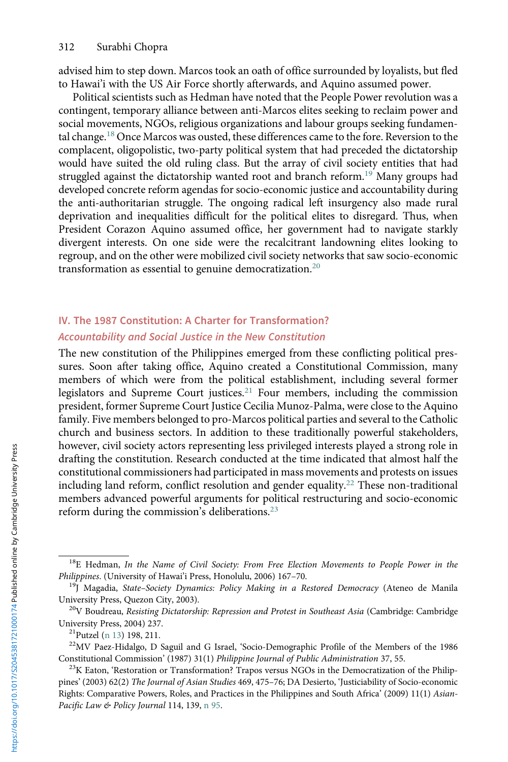advised him to step down. Marcos took an oath of office surrounded by loyalists, but fled to Hawai'i with the US Air Force shortly afterwards, and Aquino assumed power.

Political scientists such as Hedman have noted that the People Power revolution was a contingent, temporary alliance between anti-Marcos elites seeking to reclaim power and social movements, NGOs, religious organizations and labour groups seeking fundamental change.[18] Once Marcos was ousted, these differences came to the fore. Reversion to the complacent, oligopolistic, two-party political system that had preceded the dictatorship would have suited the old ruling class. But the array of civil society entities that had struggled against the dictatorship wanted root and branch reform.[19] Many groups had developed concrete reform agendas for socio-economic justice and accountability during the anti-authoritarian struggle. The ongoing radical left insurgency also made rural deprivation and inequalities difficult for the political elites to disregard. Thus, when President Corazon Aquino assumed office, her government had to navigate starkly divergent interests. On one side were the recalcitrant landowning elites looking to regroup, and on the other were mobilized civil society networks that saw socio-economic transformation as essential to genuine democratization.[20]

## IV. The 1987 Constitution: A Charter for Transformation?

### *Accountability and Social Justice in the New Constitution*

The new constitution of the Philippines emerged from these conflicting political pressures. Soon after taking office, Aquino created a Constitutional Commission, many members of which were from the political establishment, including several former legislators and Supreme Court justices.[21] Four members, including the commission president, former Supreme Court Justice Cecilia Munoz-Palma, were close to the Aquino family. Five members belonged to pro-Marcos political parties and several to the Catholic church and business sectors. In addition to these traditionally powerful stakeholders, however, civil society actors representing less privileged interests played a strong role in drafting the constitution. Research conducted at the time indicated that almost half the constitutional commissioners had participated in mass movements and protests on issues including land reform, conflict resolution and gender equality.[22] These non-traditional members advanced powerful arguments for political restructuring and socio-economic reform during the commission's deliberations.[23]

---

[18] E Hedman, *In the Name of Civil Society: From Free Election Movements to People Power in the Philippines*. (University of Hawai'i Press, Honolulu, 2006) 167–70.

[19] J Magadia, *State–Society Dynamics: Policy Making in a Restored Democracy* (Ateneo de Manila University Press, Quezon City, 2003).

[20] V Boudreau, *Resisting Dictatorship: Repression and Protest in Southeast Asia* (Cambridge: Cambridge University Press, 2004) 237.

[21] Putzel (n 13) 198, 211.

[22] MV Paez-Hidalgo, D Saguil and G Israel, 'Socio-Demographic Profile of the Members of the 1986 Constitutional Commission' (1987) 31(1) *Philippine Journal of Public Administration* 37, 55.

[23] K Eaton, 'Restoration or Transformation? Trapos versus NGOs in the Democratization of the Philippines' (2003) 62(2) *The Journal of Asian Studies* 469, 475–76; DA Desierto, 'Justiciability of Socio-economic Rights: Comparative Powers, Roles, and Practices in the Philippines and South Africa' (2009) 11(1) *Asian-Pacific Law & Policy Journal* 114, 139, n 95.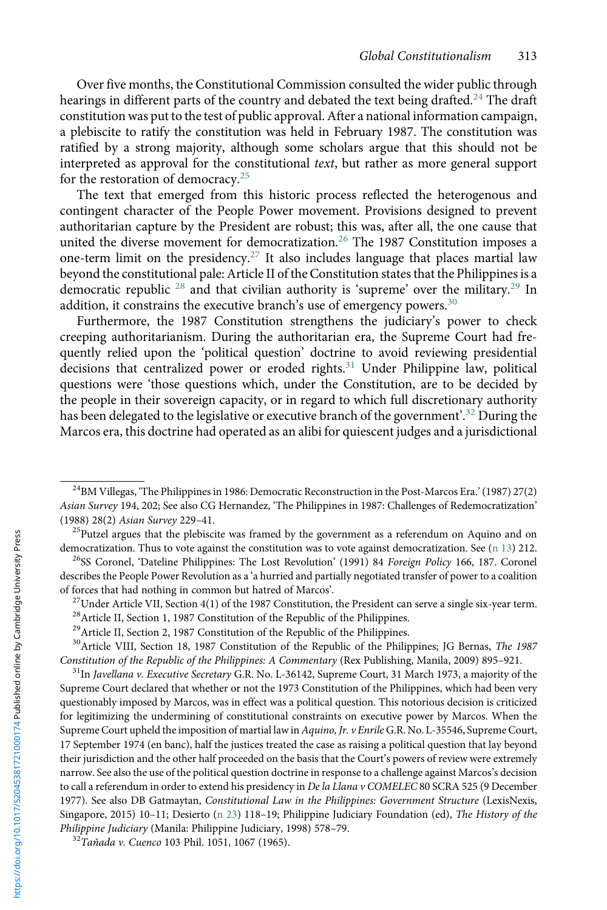Over five months, the Constitutional Commission consulted the wider public through hearings in different parts of the country and debated the text being drafted.[24] The draft constitution was put to the test of public approval. After a national information campaign, a plebiscite to ratify the constitution was held in February 1987. The constitution was ratified by a strong majority, although some scholars argue that this should not be interpreted as approval for the constitutional *text*, but rather as more general support for the restoration of democracy.[25]

The text that emerged from this historic process reflected the heterogenous and contingent character of the People Power movement. Provisions designed to prevent authoritarian capture by the President are robust; this was, after all, the one cause that united the diverse movement for democratization.[26] The 1987 Constitution imposes a one-term limit on the presidency.[27] It also includes language that places martial law beyond the constitutional pale: Article II of the Constitution states that the Philippines is a democratic republic [28] and that civilian authority is 'supreme' over the military.[29] In addition, it constrains the executive branch's use of emergency powers.[30]

Furthermore, the 1987 Constitution strengthens the judiciary's power to check creeping authoritarianism. During the authoritarian era, the Supreme Court had frequently relied upon the 'political question' doctrine to avoid reviewing presidential decisions that centralized power or eroded rights.[31] Under Philippine law, political questions were 'those questions which, under the Constitution, are to be decided by the people in their sovereign capacity, or in regard to which full discretionary authority has been delegated to the legislative or executive branch of the government'.[32] During the Marcos era, this doctrine had operated as an alibi for quiescent judges and a jurisdictional

---

[24] BM Villegas, 'The Philippines in 1986: Democratic Reconstruction in the Post-Marcos Era.' (1987) 27(2) *Asian Survey* 194, 202; See also CG Hernandez, 'The Philippines in 1987: Challenges of Redemocratization' (1988) 28(2) *Asian Survey* 229–41.

[25] Putzel argues that the plebiscite was framed by the government as a referendum on Aquino and on democratization. Thus to vote against the constitution was to vote against democratization. See (n 13) 212.

[26] SS Coronel, 'Dateline Philippines: The Lost Revolution' (1991) 84 *Foreign Policy* 166, 187. Coronel describes the People Power Revolution as a 'a hurried and partially negotiated transfer of power to a coalition of forces that had nothing in common but hatred of Marcos'.

[27] Under Article VII, Section 4(1) of the 1987 Constitution, the President can serve a single six-year term.

[28] Article II, Section 1, 1987 Constitution of the Republic of the Philippines.

[29] Article II, Section 2, 1987 Constitution of the Republic of the Philippines.

[30] Article VIII, Section 18, 1987 Constitution of the Republic of the Philippines; JG Bernas, *The 1987 Constitution of the Republic of the Philippines: A Commentary* (Rex Publishing, Manila, 2009) 895–921.

[31] In *Javellana v. Executive Secretary* G.R. No. L-36142, Supreme Court, 31 March 1973, a majority of the Supreme Court declared that whether or not the 1973 Constitution of the Philippines, which had been very questionably imposed by Marcos, was in effect was a political question. This notorious decision is criticized for legitimizing the undermining of constitutional constraints on executive power by Marcos. When the Supreme Court upheld the imposition of martial law in *Aquino, Jr. v Enrile* G.R. No. L-35546, Supreme Court, 17 September 1974 (en banc), half the justices treated the case as raising a political question that lay beyond their jurisdiction and the other half proceeded on the basis that the Court's powers of review were extremely narrow. See also the use of the political question doctrine in response to a challenge against Marcos's decision to call a referendum in order to extend his presidency in *De la Llana v COMELEC* 80 SCRA 525 (9 December 1977). See also DB Gatmaytan, *Constitutional Law in the Philippines: Government Structure* (LexisNexis, Singapore, 2015) 10–11; Desierto (n 23) 118–19; Philippine Judiciary Foundation (ed), *The History of the Philippine Judiciary* (Manila: Philippine Judiciary, 1998) 578–79.

[32] *Tañada v. Cuenco* 103 Phil. 1051, 1067 (1965).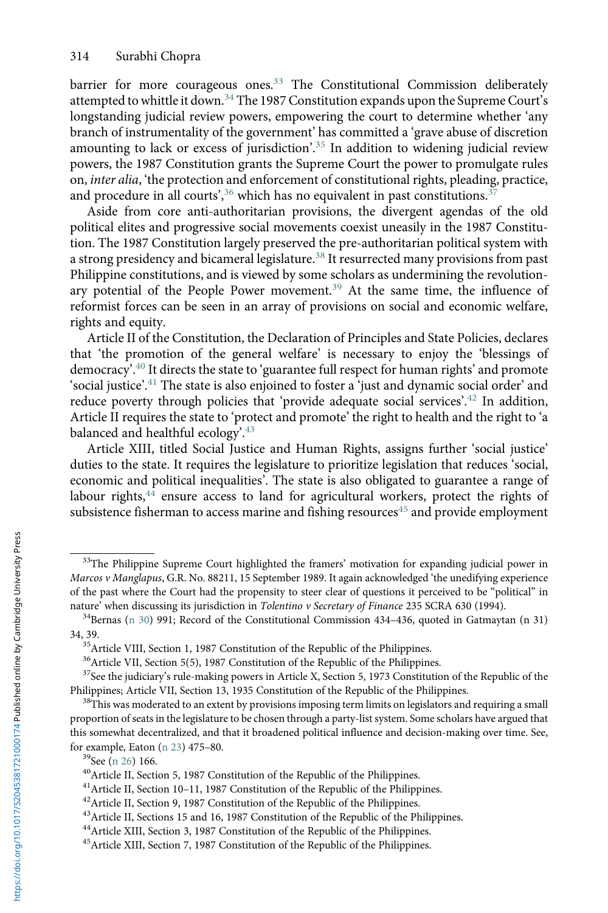barrier for more courageous ones.[33] The Constitutional Commission deliberately attempted to whittle it down.[34] The 1987 Constitution expands upon the Supreme Court's longstanding judicial review powers, empowering the court to determine whether 'any branch of instrumentality of the government' has committed a 'grave abuse of discretion amounting to lack or excess of jurisdiction'.[35] In addition to widening judicial review powers, the 1987 Constitution grants the Supreme Court the power to promulgate rules on, *inter alia*, 'the protection and enforcement of constitutional rights, pleading, practice, and procedure in all courts',[36] which has no equivalent in past constitutions.[37]

Aside from core anti-authoritarian provisions, the divergent agendas of the old political elites and progressive social movements coexist uneasily in the 1987 Constitution. The 1987 Constitution largely preserved the pre-authoritarian political system with a strong presidency and bicameral legislature.[38] It resurrected many provisions from past Philippine constitutions, and is viewed by some scholars as undermining the revolutionary potential of the People Power movement.[39] At the same time, the influence of reformist forces can be seen in an array of provisions on social and economic welfare, rights and equity.

Article II of the Constitution, the Declaration of Principles and State Policies, declares that 'the promotion of the general welfare' is necessary to enjoy the 'blessings of democracy'.[40] It directs the state to 'guarantee full respect for human rights' and promote 'social justice'.[41] The state is also enjoined to foster a 'just and dynamic social order' and reduce poverty through policies that 'provide adequate social services'.[42] In addition, Article II requires the state to 'protect and promote' the right to health and the right to 'a balanced and healthful ecology'.[43]

Article XIII, titled Social Justice and Human Rights, assigns further 'social justice' duties to the state. It requires the legislature to prioritize legislation that reduces 'social, economic and political inequalities'. The state is also obligated to guarantee a range of labour rights,[44] ensure access to land for agricultural workers, protect the rights of subsistence fisherman to access marine and fishing resources[45] and provide employment

---

[33]The Philippine Supreme Court highlighted the framers' motivation for expanding judicial power in *Marcos v Manglapus*, G.R. No. 88211, 15 September 1989. It again acknowledged 'the unedifying experience of the past where the Court had the propensity to steer clear of questions it perceived to be "political" in nature' when discussing its jurisdiction in *Tolentino v Secretary of Finance* 235 SCRA 630 (1994).

[34]Bernas (n 30) 991; Record of the Constitutional Commission 434–436, quoted in Gatmaytan (n 31) 34, 39.

[35]Article VIII, Section 1, 1987 Constitution of the Republic of the Philippines.

[36]Article VII, Section 5(5), 1987 Constitution of the Republic of the Philippines.

[37]See the judiciary's rule-making powers in Article X, Section 5, 1973 Constitution of the Republic of the Philippines; Article VII, Section 13, 1935 Constitution of the Republic of the Philippines.

[38]This was moderated to an extent by provisions imposing term limits on legislators and requiring a small proportion of seats in the legislature to be chosen through a party-list system. Some scholars have argued that this somewhat decentralized, and that it broadened political influence and decision-making over time. See, for example, Eaton (n 23) 475–80.

[39]See (n 26) 166.

[40]Article II, Section 5, 1987 Constitution of the Republic of the Philippines.

[41]Article II, Section 10–11, 1987 Constitution of the Republic of the Philippines.

[42]Article II, Section 9, 1987 Constitution of the Republic of the Philippines.

[43]Article II, Sections 15 and 16, 1987 Constitution of the Republic of the Philippines.

[44]Article XIII, Section 3, 1987 Constitution of the Republic of the Philippines.

[45]Article XIII, Section 7, 1987 Constitution of the Republic of the Philippines.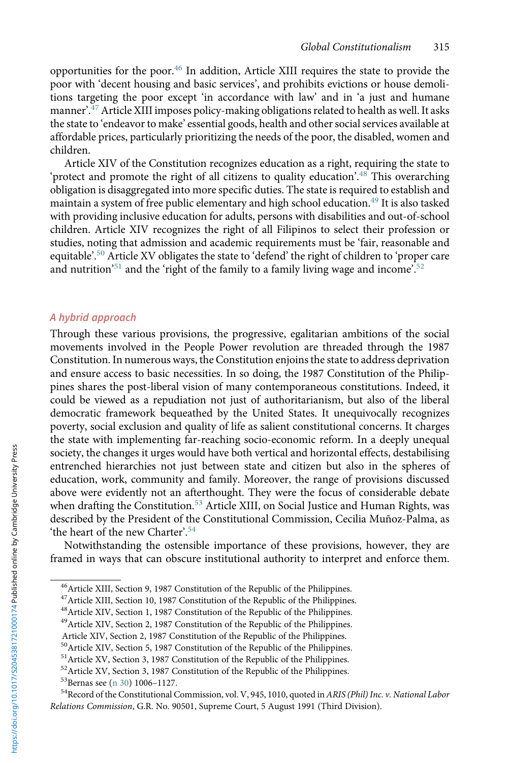opportunities for the poor.[46] In addition, Article XIII requires the state to provide the poor with 'decent housing and basic services', and prohibits evictions or house demolitions targeting the poor except 'in accordance with law' and in 'a just and humane manner'.[47] Article XIII imposes policy-making obligations related to health as well. It asks the state to 'endeavor to make' essential goods, health and other social services available at affordable prices, particularly prioritizing the needs of the poor, the disabled, women and children.

Article XIV of the Constitution recognizes education as a right, requiring the state to 'protect and promote the right of all citizens to quality education'.[48] This overarching obligation is disaggregated into more specific duties. The state is required to establish and maintain a system of free public elementary and high school education.[49] It is also tasked with providing inclusive education for adults, persons with disabilities and out-of-school children. Article XIV recognizes the right of all Filipinos to select their profession or studies, noting that admission and academic requirements must be 'fair, reasonable and equitable'.[50] Article XV obligates the state to 'defend' the right of children to 'proper care and nutrition'[51] and the 'right of the family to a family living wage and income'.[52]

### *A hybrid approach*

Through these various provisions, the progressive, egalitarian ambitions of the social movements involved in the People Power revolution are threaded through the 1987 Constitution. In numerous ways, the Constitution enjoins the state to address deprivation and ensure access to basic necessities. In so doing, the 1987 Constitution of the Philippines shares the post-liberal vision of many contemporaneous constitutions. Indeed, it could be viewed as a repudiation not just of authoritarianism, but also of the liberal democratic framework bequeathed by the United States. It unequivocally recognizes poverty, social exclusion and quality of life as salient constitutional concerns. It charges the state with implementing far-reaching socio-economic reform. In a deeply unequal society, the changes it urges would have both vertical and horizontal effects, destabilising entrenched hierarchies not just between state and citizen but also in the spheres of education, work, community and family. Moreover, the range of provisions discussed above were evidently not an afterthought. They were the focus of considerable debate when drafting the Constitution.[53] Article XIII, on Social Justice and Human Rights, was described by the President of the Constitutional Commission, Cecilia Muñoz-Palma, as 'the heart of the new Charter'.[54]

Notwithstanding the ostensible importance of these provisions, however, they are framed in ways that can obscure institutional authority to interpret and enforce them.

[46] Article XIII, Section 9, 1987 Constitution of the Republic of the Philippines.

[47] Article XIII, Section 10, 1987 Constitution of the Republic of the Philippines.

[48] Article XIV, Section 1, 1987 Constitution of the Republic of the Philippines.

[49] Article XIV, Section 2, 1987 Constitution of the Republic of the Philippines.

Article XIV, Section 2, 1987 Constitution of the Republic of the Philippines.

[50] Article XIV, Section 5, 1987 Constitution of the Republic of the Philippines.

[51] Article XV, Section 3, 1987 Constitution of the Republic of the Philippines.

[52] Article XV, Section 3, 1987 Constitution of the Republic of the Philippines.

[53] Bernas see (n 30) 1006–1127.

[54] Record of the Constitutional Commission, vol. V, 945, 1010, quoted in *ARIS (Phil) Inc. v. National Labor Relations Commission*, G.R. No. 90501, Supreme Court, 5 August 1991 (Third Division).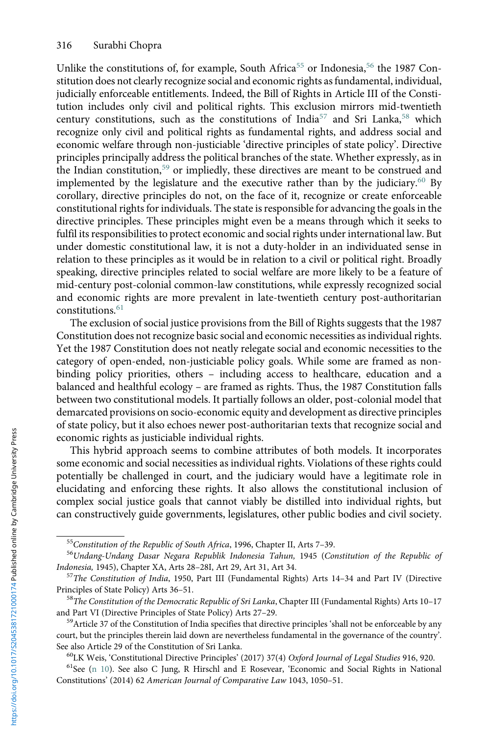Unlike the constitutions of, for example, South Africa[55] or Indonesia,[56] the 1987 Constitution does not clearly recognize social and economic rights as fundamental, individual, judicially enforceable entitlements. Indeed, the Bill of Rights in Article III of the Constitution includes only civil and political rights. This exclusion mirrors mid-twentieth century constitutions, such as the constitutions of India[57] and Sri Lanka,[58] which recognize only civil and political rights as fundamental rights, and address social and economic welfare through non-justiciable 'directive principles of state policy'. Directive principles principally address the political branches of the state. Whether expressly, as in the Indian constitution,[59] or impliedly, these directives are meant to be construed and implemented by the legislature and the executive rather than by the judiciary.[60] By corollary, directive principles do not, on the face of it, recognize or create enforceable constitutional rights for individuals. The state is responsible for advancing the goals in the directive principles. These principles might even be a means through which it seeks to fulfil its responsibilities to protect economic and social rights under international law. But under domestic constitutional law, it is not a duty-holder in an individuated sense in relation to these principles as it would be in relation to a civil or political right. Broadly speaking, directive principles related to social welfare are more likely to be a feature of mid-century post-colonial common-law constitutions, while expressly recognized social and economic rights are more prevalent in late-twentieth century post-authoritarian constitutions.[61]

The exclusion of social justice provisions from the Bill of Rights suggests that the 1987 Constitution does not recognize basic social and economic necessities as individual rights. Yet the 1987 Constitution does not neatly relegate social and economic necessities to the category of open-ended, non-justiciable policy goals. While some are framed as non-binding policy priorities, others – including access to healthcare, education and a balanced and healthful ecology – are framed as rights. Thus, the 1987 Constitution falls between two constitutional models. It partially follows an older, post-colonial model that demarcated provisions on socio-economic equity and development as directive principles of state policy, but it also echoes newer post-authoritarian texts that recognize social and economic rights as justiciable individual rights.

This hybrid approach seems to combine attributes of both models. It incorporates some economic and social necessities as individual rights. Violations of these rights could potentially be challenged in court, and the judiciary would have a legitimate role in elucidating and enforcing these rights. It also allows the constitutional inclusion of complex social justice goals that cannot viably be distilled into individual rights, but can constructively guide governments, legislatures, other public bodies and civil society.

---

[55] *Constitution of the Republic of South Africa*, 1996, Chapter II, Arts 7–39.

[56] *Undang-Undang Dasar Negara Republik Indonesia Tahun,* 1945 (*Constitution of the Republic of Indonesia,* 1945), Chapter XA, Arts 28–28I, Art 29, Art 31, Art 34.

[57] *The Constitution of India*, 1950, Part III (Fundamental Rights) Arts 14–34 and Part IV (Directive Principles of State Policy) Arts 36–51.

[58] *The Constitution of the Democratic Republic of Sri Lanka*, Chapter III (Fundamental Rights) Arts 10–17 and Part VI (Directive Principles of State Policy) Arts 27–29.

[59] Article 37 of the Constitution of India specifies that directive principles 'shall not be enforceable by any court, but the principles therein laid down are nevertheless fundamental in the governance of the country'. See also Article 29 of the Constitution of Sri Lanka.

[60] LK Weis, 'Constitutional Directive Principles' (2017) 37(4) *Oxford Journal of Legal Studies* 916, 920.

[61] See (n 10). See also C Jung, R Hirschl and E Rosevear, 'Economic and Social Rights in National Constitutions' (2014) 62 *American Journal of Comparative Law* 1043, 1050–51.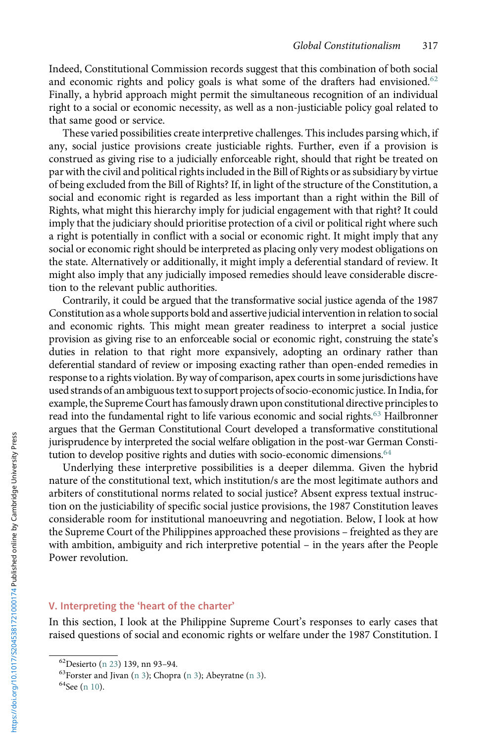Indeed, Constitutional Commission records suggest that this combination of both social and economic rights and policy goals is what some of the drafters had envisioned.[62] Finally, a hybrid approach might permit the simultaneous recognition of an individual right to a social or economic necessity, as well as a non-justiciable policy goal related to that same good or service.

These varied possibilities create interpretive challenges. This includes parsing which, if any, social justice provisions create justiciable rights. Further, even if a provision is construed as giving rise to a judicially enforceable right, should that right be treated on par with the civil and political rights included in the Bill of Rights or as subsidiary by virtue of being excluded from the Bill of Rights? If, in light of the structure of the Constitution, a social and economic right is regarded as less important than a right within the Bill of Rights, what might this hierarchy imply for judicial engagement with that right? It could imply that the judiciary should prioritise protection of a civil or political right where such a right is potentially in conflict with a social or economic right. It might imply that any social or economic right should be interpreted as placing only very modest obligations on the state. Alternatively or additionally, it might imply a deferential standard of review. It might also imply that any judicially imposed remedies should leave considerable discretion to the relevant public authorities.

Contrarily, it could be argued that the transformative social justice agenda of the 1987 Constitution as a whole supports bold and assertive judicial intervention in relation to social and economic rights. This might mean greater readiness to interpret a social justice provision as giving rise to an enforceable social or economic right, construing the state's duties in relation to that right more expansively, adopting an ordinary rather than deferential standard of review or imposing exacting rather than open-ended remedies in response to a rights violation. By way of comparison, apex courts in some jurisdictions have used strands of an ambiguous text to support projects of socio-economic justice. In India, for example, the Supreme Court has famously drawn upon constitutional directive principles to read into the fundamental right to life various economic and social rights.[63] Hailbronner argues that the German Constitutional Court developed a transformative constitutional jurisprudence by interpreted the social welfare obligation in the post-war German Constitution to develop positive rights and duties with socio-economic dimensions.[64]

Underlying these interpretive possibilities is a deeper dilemma. Given the hybrid nature of the constitutional text, which institution/s are the most legitimate authors and arbiters of constitutional norms related to social justice? Absent express textual instruction on the justiciability of specific social justice provisions, the 1987 Constitution leaves considerable room for institutional manoeuvring and negotiation. Below, I look at how the Supreme Court of the Philippines approached these provisions – freighted as they are with ambition, ambiguity and rich interpretive potential – in the years after the People Power revolution.

## V. Interpreting the 'heart of the charter'

In this section, I look at the Philippine Supreme Court's responses to early cases that raised questions of social and economic rights or welfare under the 1987 Constitution. I

---

[62] Desierto (n 23) 139, nn 93–94.

[63] Forster and Jivan (n 3); Chopra (n 3); Abeyratne (n 3).

[64] See (n 10).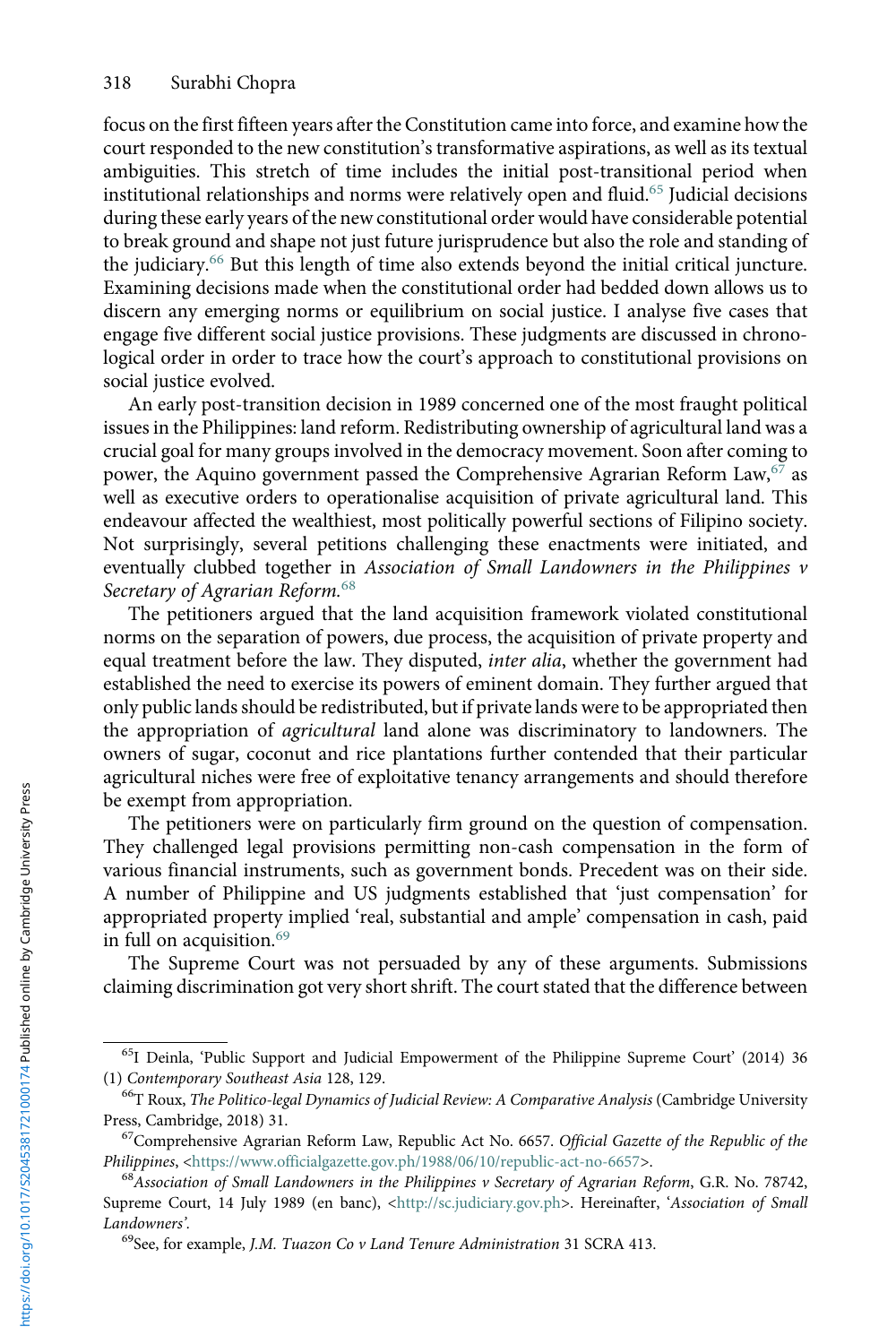focus on the first fifteen years after the Constitution came into force, and examine how the court responded to the new constitution's transformative aspirations, as well as its textual ambiguities. This stretch of time includes the initial post-transitional period when institutional relationships and norms were relatively open and fluid.[65] Judicial decisions during these early years of the new constitutional order would have considerable potential to break ground and shape not just future jurisprudence but also the role and standing of the judiciary.[66] But this length of time also extends beyond the initial critical juncture. Examining decisions made when the constitutional order had bedded down allows us to discern any emerging norms or equilibrium on social justice. I analyse five cases that engage five different social justice provisions. These judgments are discussed in chronological order in order to trace how the court's approach to constitutional provisions on social justice evolved.

An early post-transition decision in 1989 concerned one of the most fraught political issues in the Philippines: land reform. Redistributing ownership of agricultural land was a crucial goal for many groups involved in the democracy movement. Soon after coming to power, the Aquino government passed the Comprehensive Agrarian Reform Law,[67] as well as executive orders to operationalise acquisition of private agricultural land. This endeavour affected the wealthiest, most politically powerful sections of Filipino society. Not surprisingly, several petitions challenging these enactments were initiated, and eventually clubbed together in *Association of Small Landowners in the Philippines v Secretary of Agrarian Reform.*[68]

The petitioners argued that the land acquisition framework violated constitutional norms on the separation of powers, due process, the acquisition of private property and equal treatment before the law. They disputed, *inter alia*, whether the government had established the need to exercise its powers of eminent domain. They further argued that only public lands should be redistributed, but if private lands were to be appropriated then the appropriation of *agricultural* land alone was discriminatory to landowners. The owners of sugar, coconut and rice plantations further contended that their particular agricultural niches were free of exploitative tenancy arrangements and should therefore be exempt from appropriation.

The petitioners were on particularly firm ground on the question of compensation. They challenged legal provisions permitting non-cash compensation in the form of various financial instruments, such as government bonds. Precedent was on their side. A number of Philippine and US judgments established that 'just compensation' for appropriated property implied 'real, substantial and ample' compensation in cash, paid in full on acquisition.[69]

The Supreme Court was not persuaded by any of these arguments. Submissions claiming discrimination got very short shrift. The court stated that the difference between

---

[65] I Deinla, 'Public Support and Judicial Empowerment of the Philippine Supreme Court' (2014) 36 (1) *Contemporary Southeast Asia* 128, 129.

[66] T Roux, *The Politico-legal Dynamics of Judicial Review: A Comparative Analysis* (Cambridge University Press, Cambridge, 2018) 31.

[67] Comprehensive Agrarian Reform Law, Republic Act No. 6657. *Official Gazette of the Republic of the Philippines*, <https://www.officialgazette.gov.ph/1988/06/10/republic-act-no-6657>.

[68] *Association of Small Landowners in the Philippines v Secretary of Agrarian Reform*, G.R. No. 78742, Supreme Court, 14 July 1989 (en banc), <http://sc.judiciary.gov.ph>. Hereinafter, '*Association of Small Landowners*'.

[69] See, for example, *J.M. Tuazon Co v Land Tenure Administration* 31 SCRA 413.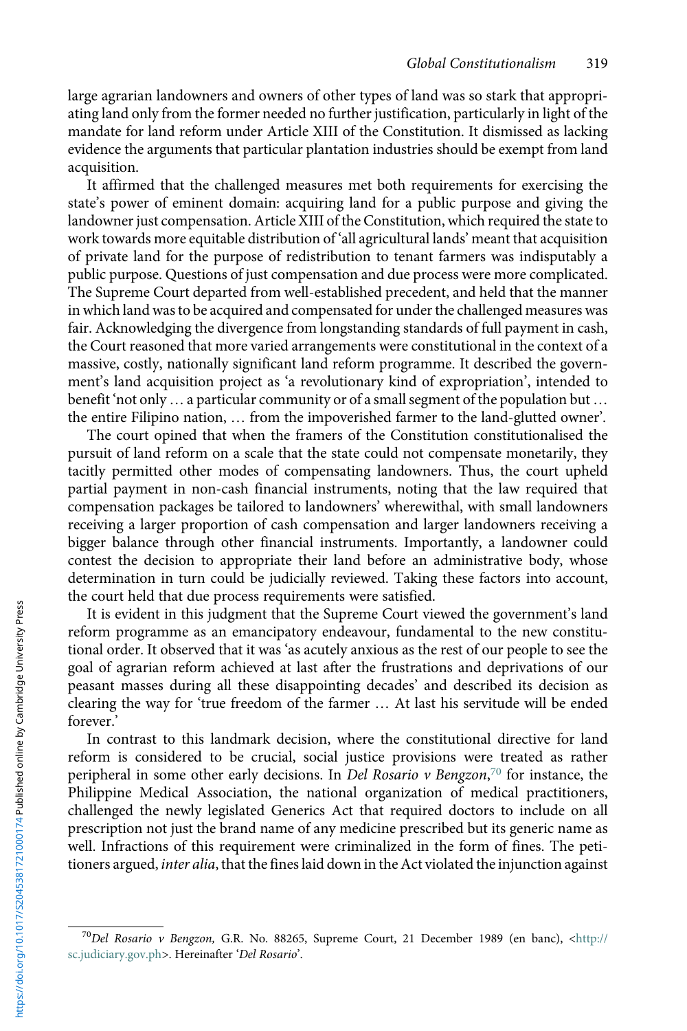large agrarian landowners and owners of other types of land was so stark that appropriating land only from the former needed no further justification, particularly in light of the mandate for land reform under Article XIII of the Constitution. It dismissed as lacking evidence the arguments that particular plantation industries should be exempt from land acquisition.

It affirmed that the challenged measures met both requirements for exercising the state's power of eminent domain: acquiring land for a public purpose and giving the landowner just compensation. Article XIII of the Constitution, which required the state to work towards more equitable distribution of 'all agricultural lands' meant that acquisition of private land for the purpose of redistribution to tenant farmers was indisputably a public purpose. Questions of just compensation and due process were more complicated. The Supreme Court departed from well-established precedent, and held that the manner in which land was to be acquired and compensated for under the challenged measures was fair. Acknowledging the divergence from longstanding standards of full payment in cash, the Court reasoned that more varied arrangements were constitutional in the context of a massive, costly, nationally significant land reform programme. It described the government's land acquisition project as 'a revolutionary kind of expropriation', intended to benefit 'not only … a particular community or of a small segment of the population but … the entire Filipino nation, … from the impoverished farmer to the land-glutted owner'.

The court opined that when the framers of the Constitution constitutionalised the pursuit of land reform on a scale that the state could not compensate monetarily, they tacitly permitted other modes of compensating landowners. Thus, the court upheld partial payment in non-cash financial instruments, noting that the law required that compensation packages be tailored to landowners' wherewithal, with small landowners receiving a larger proportion of cash compensation and larger landowners receiving a bigger balance through other financial instruments. Importantly, a landowner could contest the decision to appropriate their land before an administrative body, whose determination in turn could be judicially reviewed. Taking these factors into account, the court held that due process requirements were satisfied.

It is evident in this judgment that the Supreme Court viewed the government's land reform programme as an emancipatory endeavour, fundamental to the new constitutional order. It observed that it was 'as acutely anxious as the rest of our people to see the goal of agrarian reform achieved at last after the frustrations and deprivations of our peasant masses during all these disappointing decades' and described its decision as clearing the way for 'true freedom of the farmer … At last his servitude will be ended forever.'

In contrast to this landmark decision, where the constitutional directive for land reform is considered to be crucial, social justice provisions were treated as rather peripheral in some other early decisions. In *Del Rosario v Bengzon*,[70] for instance, the Philippine Medical Association, the national organization of medical practitioners, challenged the newly legislated Generics Act that required doctors to include on all prescription not just the brand name of any medicine prescribed but its generic name as well. Infractions of this requirement were criminalized in the form of fines. The petitioners argued, *inter alia*, that the fines laid down in the Act violated the injunction against

[70] *Del Rosario v Bengzon,* G.R. No. 88265, Supreme Court, 21 December 1989 (en banc), <http://sc.judiciary.gov.ph>. Hereinafter '*Del Rosario*'.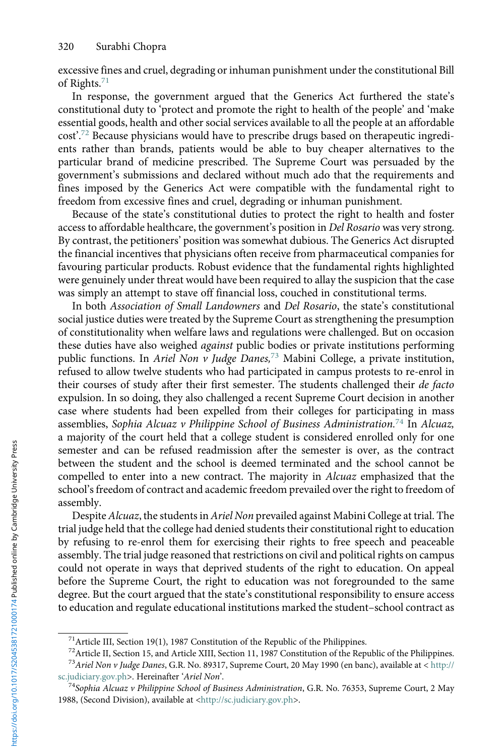excessive fines and cruel, degrading or inhuman punishment under the constitutional Bill of Rights.[71]

In response, the government argued that the Generics Act furthered the state's constitutional duty to 'protect and promote the right to health of the people' and 'make essential goods, health and other social services available to all the people at an affordable cost'.[72] Because physicians would have to prescribe drugs based on therapeutic ingredients rather than brands, patients would be able to buy cheaper alternatives to the particular brand of medicine prescribed. The Supreme Court was persuaded by the government's submissions and declared without much ado that the requirements and fines imposed by the Generics Act were compatible with the fundamental right to freedom from excessive fines and cruel, degrading or inhuman punishment.

Because of the state's constitutional duties to protect the right to health and foster access to affordable healthcare, the government's position in *Del Rosario* was very strong. By contrast, the petitioners' position was somewhat dubious. The Generics Act disrupted the financial incentives that physicians often receive from pharmaceutical companies for favouring particular products. Robust evidence that the fundamental rights highlighted were genuinely under threat would have been required to allay the suspicion that the case was simply an attempt to stave off financial loss, couched in constitutional terms.

In both *Association of Small Landowners* and *Del Rosario*, the state's constitutional social justice duties were treated by the Supreme Court as strengthening the presumption of constitutionality when welfare laws and regulations were challenged. But on occasion these duties have also weighed *against* public bodies or private institutions performing public functions. In *Ariel Non v Judge Danes,*[73] Mabini College, a private institution, refused to allow twelve students who had participated in campus protests to re-enrol in their courses of study after their first semester. The students challenged their *de facto* expulsion. In so doing, they also challenged a recent Supreme Court decision in another case where students had been expelled from their colleges for participating in mass assemblies, *Sophia Alcuaz v Philippine School of Business Administration.*[74] In *Alcuaz,* a majority of the court held that a college student is considered enrolled only for one semester and can be refused readmission after the semester is over, as the contract between the student and the school is deemed terminated and the school cannot be compelled to enter into a new contract. The majority in *Alcuaz* emphasized that the school's freedom of contract and academic freedom prevailed over the right to freedom of assembly.

Despite *Alcuaz*, the students in *Ariel Non* prevailed against Mabini College at trial. The trial judge held that the college had denied students their constitutional right to education by refusing to re-enrol them for exercising their rights to free speech and peaceable assembly. The trial judge reasoned that restrictions on civil and political rights on campus could not operate in ways that deprived students of the right to education. On appeal before the Supreme Court, the right to education was not foregrounded to the same degree. But the court argued that the state's constitutional responsibility to ensure access to education and regulate educational institutions marked the student–school contract as

---

[71] Article III, Section 19(1), 1987 Constitution of the Republic of the Philippines.

[72] Article II, Section 15, and Article XIII, Section 11, 1987 Constitution of the Republic of the Philippines.

[73] *Ariel Non v Judge Danes*, G.R. No. 89317, Supreme Court, 20 May 1990 (en banc), available at < http://sc.judiciary.gov.ph>. Hereinafter '*Ariel Non*'.

[74] *Sophia Alcuaz v Philippine School of Business Administration*, G.R. No. 76353, Supreme Court, 2 May 1988, (Second Division), available at <http://sc.judiciary.gov.ph>.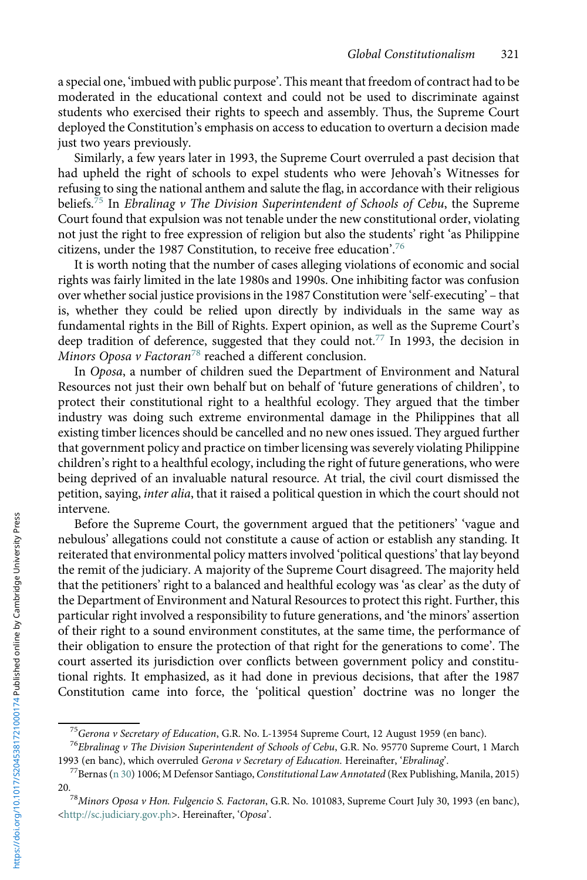a special one, 'imbued with public purpose'. This meant that freedom of contract had to be moderated in the educational context and could not be used to discriminate against students who exercised their rights to speech and assembly. Thus, the Supreme Court deployed the Constitution's emphasis on access to education to overturn a decision made just two years previously.

Similarly, a few years later in 1993, the Supreme Court overruled a past decision that had upheld the right of schools to expel students who were Jehovah's Witnesses for refusing to sing the national anthem and salute the flag, in accordance with their religious beliefs.[75] In *Ebralinag v The Division Superintendent of Schools of Cebu*, the Supreme Court found that expulsion was not tenable under the new constitutional order, violating not just the right to free expression of religion but also the students' right 'as Philippine citizens, under the 1987 Constitution, to receive free education'.[76]

It is worth noting that the number of cases alleging violations of economic and social rights was fairly limited in the late 1980s and 1990s. One inhibiting factor was confusion over whether social justice provisions in the 1987 Constitution were 'self-executing' – that is, whether they could be relied upon directly by individuals in the same way as fundamental rights in the Bill of Rights. Expert opinion, as well as the Supreme Court's deep tradition of deference, suggested that they could not.[77] In 1993, the decision in *Minors Oposa v Factoran*[78] reached a different conclusion.

In *Oposa*, a number of children sued the Department of Environment and Natural Resources not just their own behalf but on behalf of 'future generations of children', to protect their constitutional right to a healthful ecology. They argued that the timber industry was doing such extreme environmental damage in the Philippines that all existing timber licences should be cancelled and no new ones issued. They argued further that government policy and practice on timber licensing was severely violating Philippine children's right to a healthful ecology, including the right of future generations, who were being deprived of an invaluable natural resource. At trial, the civil court dismissed the petition, saying, *inter alia*, that it raised a political question in which the court should not intervene.

Before the Supreme Court, the government argued that the petitioners' 'vague and nebulous' allegations could not constitute a cause of action or establish any standing. It reiterated that environmental policy matters involved 'political questions' that lay beyond the remit of the judiciary. A majority of the Supreme Court disagreed. The majority held that the petitioners' right to a balanced and healthful ecology was 'as clear' as the duty of the Department of Environment and Natural Resources to protect this right. Further, this particular right involved a responsibility to future generations, and 'the minors' assertion of their right to a sound environment constitutes, at the same time, the performance of their obligation to ensure the protection of that right for the generations to come'. The court asserted its jurisdiction over conflicts between government policy and constitutional rights. It emphasized, as it had done in previous decisions, that after the 1987 Constitution came into force, the 'political question' doctrine was no longer the

---

[75] *Gerona v Secretary of Education*, G.R. No. L-13954 Supreme Court, 12 August 1959 (en banc).

[76] *Ebralinag v The Division Superintendent of Schools of Cebu*, G.R. No. 95770 Supreme Court, 1 March 1993 (en banc), which overruled *Gerona v Secretary of Education.* Hereinafter, '*Ebralinag*'.

[77] Bernas (n 30) 1006; M Defensor Santiago, *Constitutional Law Annotated* (Rex Publishing, Manila, 2015) 20.

[78] *Minors Oposa v Hon. Fulgencio S. Factoran*, G.R. No. 101083, Supreme Court July 30, 1993 (en banc), <http://sc.judiciary.gov.ph>. Hereinafter, '*Oposa*'.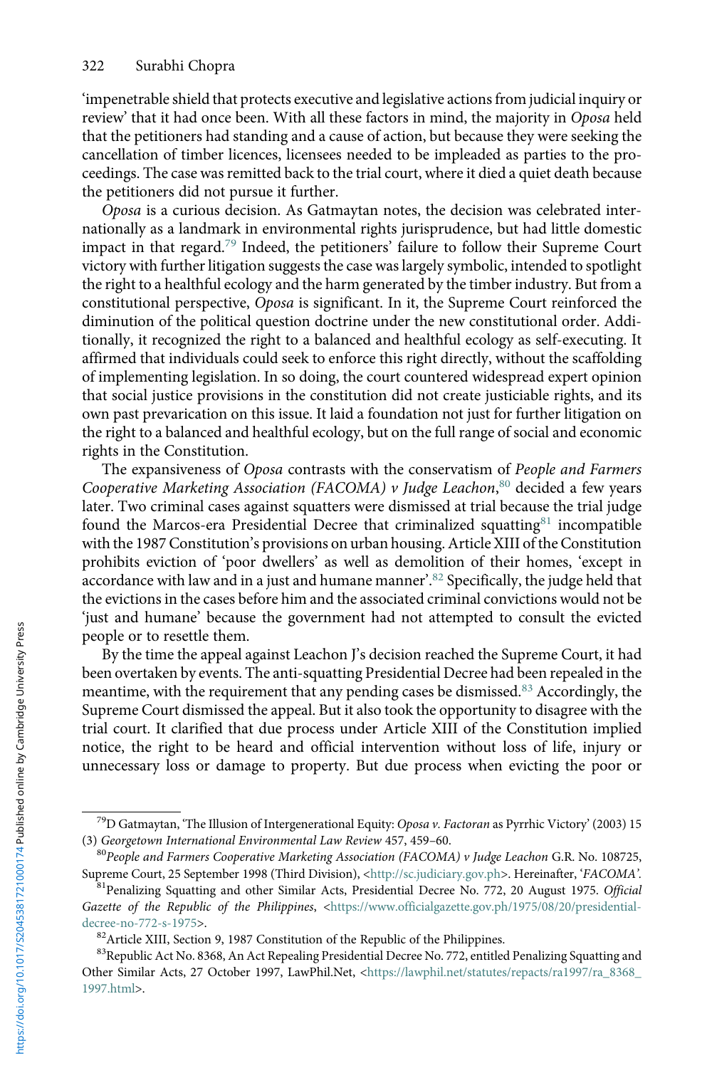'impenetrable shield that protects executive and legislative actions from judicial inquiry or review' that it had once been. With all these factors in mind, the majority in *Oposa* held that the petitioners had standing and a cause of action, but because they were seeking the cancellation of timber licences, licensees needed to be impleaded as parties to the proceedings. The case was remitted back to the trial court, where it died a quiet death because the petitioners did not pursue it further.

*Oposa* is a curious decision. As Gatmaytan notes, the decision was celebrated internationally as a landmark in environmental rights jurisprudence, but had little domestic impact in that regard.[79] Indeed, the petitioners' failure to follow their Supreme Court victory with further litigation suggests the case was largely symbolic, intended to spotlight the right to a healthful ecology and the harm generated by the timber industry. But from a constitutional perspective, *Oposa* is significant. In it, the Supreme Court reinforced the diminution of the political question doctrine under the new constitutional order. Additionally, it recognized the right to a balanced and healthful ecology as self-executing. It affirmed that individuals could seek to enforce this right directly, without the scaffolding of implementing legislation. In so doing, the court countered widespread expert opinion that social justice provisions in the constitution did not create justiciable rights, and its own past prevarication on this issue. It laid a foundation not just for further litigation on the right to a balanced and healthful ecology, but on the full range of social and economic rights in the Constitution.

The expansiveness of *Oposa* contrasts with the conservatism of *People and Farmers Cooperative Marketing Association (FACOMA) v Judge Leachon*,[80] decided a few years later. Two criminal cases against squatters were dismissed at trial because the trial judge found the Marcos-era Presidential Decree that criminalized squatting[81] incompatible with the 1987 Constitution's provisions on urban housing. Article XIII of the Constitution prohibits eviction of 'poor dwellers' as well as demolition of their homes, 'except in accordance with law and in a just and humane manner'.[82] Specifically, the judge held that the evictions in the cases before him and the associated criminal convictions would not be 'just and humane' because the government had not attempted to consult the evicted people or to resettle them.

By the time the appeal against Leachon J's decision reached the Supreme Court, it had been overtaken by events. The anti-squatting Presidential Decree had been repealed in the meantime, with the requirement that any pending cases be dismissed.[83] Accordingly, the Supreme Court dismissed the appeal. But it also took the opportunity to disagree with the trial court. It clarified that due process under Article XIII of the Constitution implied notice, the right to be heard and official intervention without loss of life, injury or unnecessary loss or damage to property. But due process when evicting the poor or

---

[79] D Gatmaytan, 'The Illusion of Intergenerational Equity: *Oposa v. Factoran* as Pyrrhic Victory' (2003) 15 (3) *Georgetown International Environmental Law Review* 457, 459–60.

[80] *People and Farmers Cooperative Marketing Association (FACOMA) v Judge Leachon* G.R. No. 108725, Supreme Court, 25 September 1998 (Third Division), <http://sc.judiciary.gov.ph>. Hereinafter, '*FACOMA*'.

[81] Penalizing Squatting and other Similar Acts, Presidential Decree No. 772, 20 August 1975. *Official Gazette of the Republic of the Philippines*, <https://www.officialgazette.gov.ph/1975/08/20/presidential-decree-no-772-s-1975>.

[82] Article XIII, Section 9, 1987 Constitution of the Republic of the Philippines.

[83] Republic Act No. 8368, An Act Repealing Presidential Decree No. 772, entitled Penalizing Squatting and Other Similar Acts, 27 October 1997, LawPhil.Net, <https://lawphil.net/statutes/repacts/ra1997/ra_8368_1997.html>.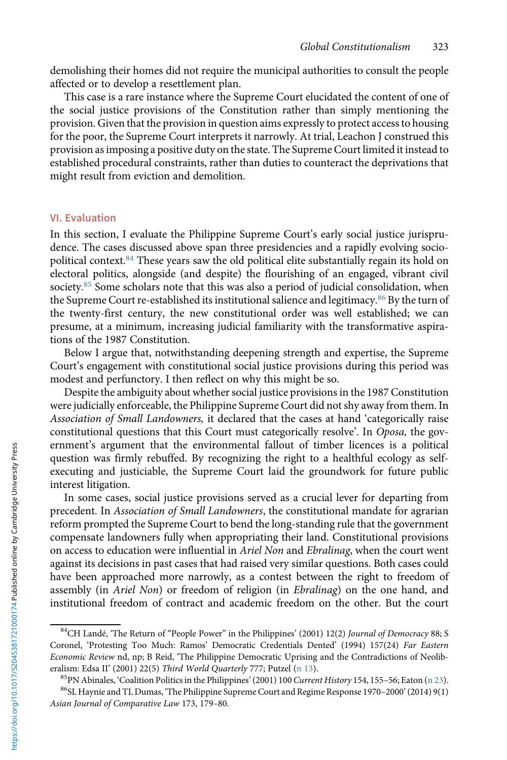demolishing their homes did not require the municipal authorities to consult the people affected or to develop a resettlement plan.

This case is a rare instance where the Supreme Court elucidated the content of one of the social justice provisions of the Constitution rather than simply mentioning the provision. Given that the provision in question aims expressly to protect access to housing for the poor, the Supreme Court interprets it narrowly. At trial, Leachon J construed this provision as imposing a positive duty on the state. The Supreme Court limited it instead to established procedural constraints, rather than duties to counteract the deprivations that might result from eviction and demolition.

## VI. Evaluation

In this section, I evaluate the Philippine Supreme Court's early social justice jurisprudence. The cases discussed above span three presidencies and a rapidly evolving socio-political context.[84] These years saw the old political elite substantially regain its hold on electoral politics, alongside (and despite) the flourishing of an engaged, vibrant civil society.[85] Some scholars note that this was also a period of judicial consolidation, when the Supreme Court re-established its institutional salience and legitimacy.[86] By the turn of the twenty-first century, the new constitutional order was well established; we can presume, at a minimum, increasing judicial familiarity with the transformative aspirations of the 1987 Constitution.

Below I argue that, notwithstanding deepening strength and expertise, the Supreme Court's engagement with constitutional social justice provisions during this period was modest and perfunctory. I then reflect on why this might be so.

Despite the ambiguity about whether social justice provisions in the 1987 Constitution were judicially enforceable, the Philippine Supreme Court did not shy away from them. In *Association of Small Landowners,* it declared that the cases at hand 'categorically raise constitutional questions that this Court must categorically resolve'. In *Oposa,* the government's argument that the environmental fallout of timber licences is a political question was firmly rebuffed. By recognizing the right to a healthful ecology as self-executing and justiciable, the Supreme Court laid the groundwork for future public interest litigation.

In some cases, social justice provisions served as a crucial lever for departing from precedent. In *Association of Small Landowners*, the constitutional mandate for agrarian reform prompted the Supreme Court to bend the long-standing rule that the government compensate landowners fully when appropriating their land. Constitutional provisions on access to education were influential in *Ariel Non* and *Ebralinag*, when the court went against its decisions in past cases that had raised very similar questions. Both cases could have been approached more narrowly, as a contest between the right to freedom of assembly (in *Ariel Non*) or freedom of religion (in *Ebralinag*) on the one hand, and institutional freedom of contract and academic freedom on the other. But the court

---

[84] CH Landé, 'The Return of "People Power" in the Philippines' (2001) 12(2) *Journal of Democracy* 88; S Coronel, 'Protesting Too Much: Ramos' Democratic Credentials Dented' (1994) 157(24) *Far Eastern Economic Review* nd, np; B Reid, 'The Philippine Democratic Uprising and the Contradictions of Neoliberalism: Edsa II' (2001) 22(5) *Third World Quarterly* 777; Putzel (n 13).

[85] PN Abinales, 'Coalition Politics in the Philippines' (2001) 100 *Current History* 154, 155–56; Eaton (n 23).

[86] SL Haynie and TL Dumas, 'The Philippine Supreme Court and Regime Response 1970–2000' (2014) 9(1) *Asian Journal of Comparative Law* 173, 179–80.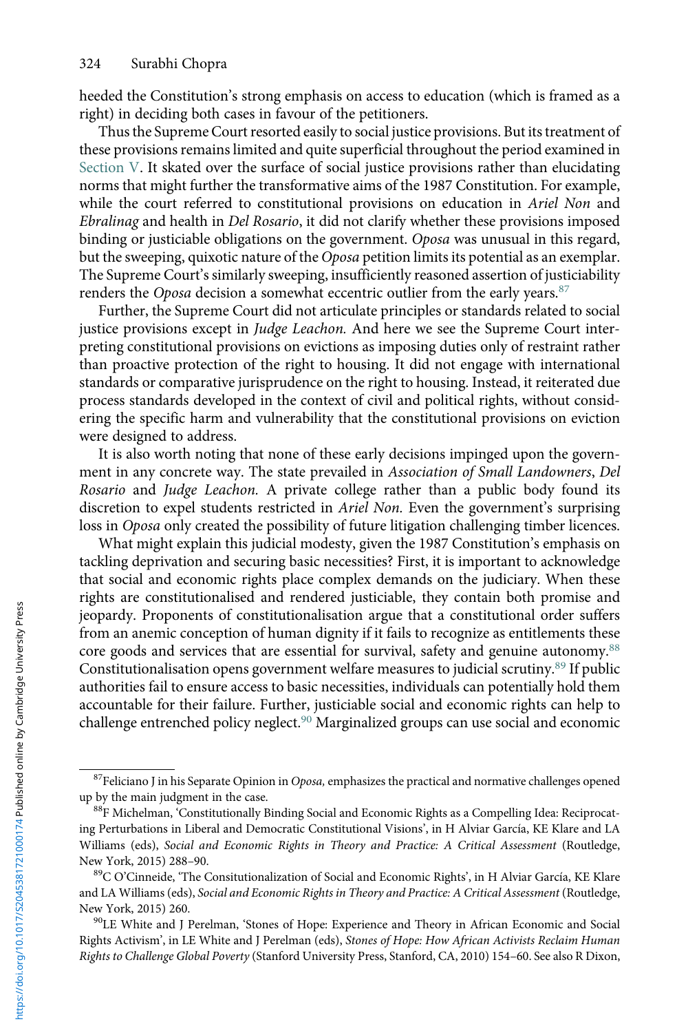heeded the Constitution's strong emphasis on access to education (which is framed as a right) in deciding both cases in favour of the petitioners.

Thus the Supreme Court resorted easily to social justice provisions. But its treatment of these provisions remains limited and quite superficial throughout the period examined in Section V. It skated over the surface of social justice provisions rather than elucidating norms that might further the transformative aims of the 1987 Constitution. For example, while the court referred to constitutional provisions on education in *Ariel Non* and *Ebralinag* and health in *Del Rosario*, it did not clarify whether these provisions imposed binding or justiciable obligations on the government. *Oposa* was unusual in this regard, but the sweeping, quixotic nature of the *Oposa* petition limits its potential as an exemplar. The Supreme Court's similarly sweeping, insufficiently reasoned assertion of justiciability renders the *Oposa* decision a somewhat eccentric outlier from the early years.[87]

Further, the Supreme Court did not articulate principles or standards related to social justice provisions except in *Judge Leachon.* And here we see the Supreme Court interpreting constitutional provisions on evictions as imposing duties only of restraint rather than proactive protection of the right to housing. It did not engage with international standards or comparative jurisprudence on the right to housing. Instead, it reiterated due process standards developed in the context of civil and political rights, without considering the specific harm and vulnerability that the constitutional provisions on eviction were designed to address.

It is also worth noting that none of these early decisions impinged upon the government in any concrete way. The state prevailed in *Association of Small Landowners*, *Del Rosario* and *Judge Leachon.* A private college rather than a public body found its discretion to expel students restricted in *Ariel Non.* Even the government's surprising loss in *Oposa* only created the possibility of future litigation challenging timber licences.

What might explain this judicial modesty, given the 1987 Constitution's emphasis on tackling deprivation and securing basic necessities? First, it is important to acknowledge that social and economic rights place complex demands on the judiciary. When these rights are constitutionalised and rendered justiciable, they contain both promise and jeopardy. Proponents of constitutionalisation argue that a constitutional order suffers from an anemic conception of human dignity if it fails to recognize as entitlements these core goods and services that are essential for survival, safety and genuine autonomy.[88] Constitutionalisation opens government welfare measures to judicial scrutiny.[89] If public authorities fail to ensure access to basic necessities, individuals can potentially hold them accountable for their failure. Further, justiciable social and economic rights can help to challenge entrenched policy neglect.[90] Marginalized groups can use social and economic

---

[87] Feliciano J in his Separate Opinion in *Oposa,* emphasizes the practical and normative challenges opened up by the main judgment in the case.

[88] F Michelman, 'Constitutionally Binding Social and Economic Rights as a Compelling Idea: Reciprocating Perturbations in Liberal and Democratic Constitutional Visions', in H Alviar García, KE Klare and LA Williams (eds), *Social and Economic Rights in Theory and Practice: A Critical Assessment* (Routledge, New York, 2015) 288–90.

[89] C O'Cinneide, 'The Consitutionalization of Social and Economic Rights', in H Alviar García, KE Klare and LA Williams (eds), *Social and Economic Rights in Theory and Practice: A Critical Assessment* (Routledge, New York, 2015) 260.

[90] LE White and J Perelman, 'Stones of Hope: Experience and Theory in African Economic and Social Rights Activism', in LE White and J Perelman (eds), *Stones of Hope: How African Activists Reclaim Human Rights to Challenge Global Poverty* (Stanford University Press, Stanford, CA, 2010) 154–60. See also R Dixon,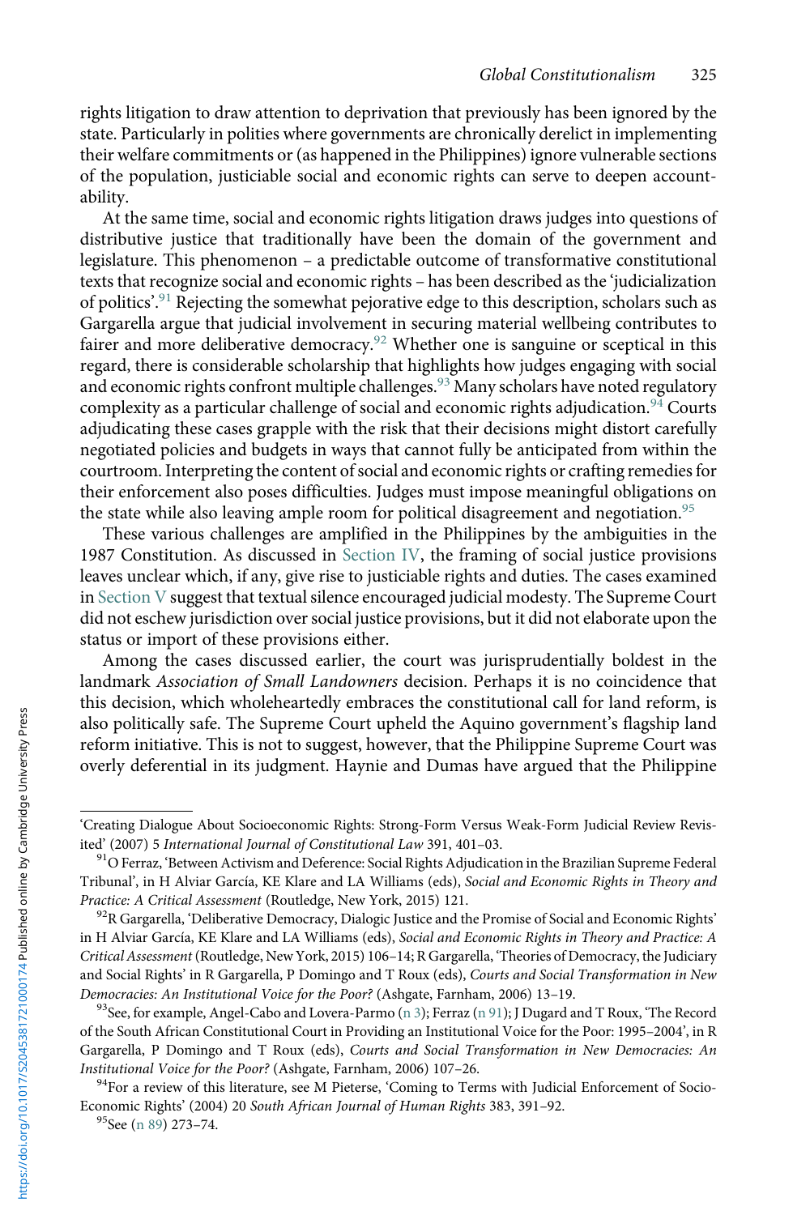rights litigation to draw attention to deprivation that previously has been ignored by the state. Particularly in polities where governments are chronically derelict in implementing their welfare commitments or (as happened in the Philippines) ignore vulnerable sections of the population, justiciable social and economic rights can serve to deepen accountability.

At the same time, social and economic rights litigation draws judges into questions of distributive justice that traditionally have been the domain of the government and legislature. This phenomenon – a predictable outcome of transformative constitutional texts that recognize social and economic rights – has been described as the 'judicialization of politics'.[91] Rejecting the somewhat pejorative edge to this description, scholars such as Gargarella argue that judicial involvement in securing material wellbeing contributes to fairer and more deliberative democracy.[92] Whether one is sanguine or sceptical in this regard, there is considerable scholarship that highlights how judges engaging with social and economic rights confront multiple challenges.[93] Many scholars have noted regulatory complexity as a particular challenge of social and economic rights adjudication.[94] Courts adjudicating these cases grapple with the risk that their decisions might distort carefully negotiated policies and budgets in ways that cannot fully be anticipated from within the courtroom. Interpreting the content of social and economic rights or crafting remedies for their enforcement also poses difficulties. Judges must impose meaningful obligations on the state while also leaving ample room for political disagreement and negotiation.[95]

These various challenges are amplified in the Philippines by the ambiguities in the 1987 Constitution. As discussed in Section IV, the framing of social justice provisions leaves unclear which, if any, give rise to justiciable rights and duties. The cases examined in Section V suggest that textual silence encouraged judicial modesty. The Supreme Court did not eschew jurisdiction over social justice provisions, but it did not elaborate upon the status or import of these provisions either.

Among the cases discussed earlier, the court was jurisprudentially boldest in the landmark *Association of Small Landowners* decision. Perhaps it is no coincidence that this decision, which wholeheartedly embraces the constitutional call for land reform, is also politically safe. The Supreme Court upheld the Aquino government's flagship land reform initiative. This is not to suggest, however, that the Philippine Supreme Court was overly deferential in its judgment. Haynie and Dumas have argued that the Philippine

---

'Creating Dialogue About Socioeconomic Rights: Strong-Form Versus Weak-Form Judicial Review Revisited' (2007) 5 *International Journal of Constitutional Law* 391, 401–03.

[91] O Ferraz, 'Between Activism and Deference: Social Rights Adjudication in the Brazilian Supreme Federal Tribunal', in H Alviar García, KE Klare and LA Williams (eds), *Social and Economic Rights in Theory and Practice: A Critical Assessment* (Routledge, New York, 2015) 121.

[92] R Gargarella, 'Deliberative Democracy, Dialogic Justice and the Promise of Social and Economic Rights' in H Alviar García, KE Klare and LA Williams (eds), *Social and Economic Rights in Theory and Practice: A Critical Assessment* (Routledge, New York, 2015) 106–14; R Gargarella, 'Theories of Democracy, the Judiciary and Social Rights' in R Gargarella, P Domingo and T Roux (eds), *Courts and Social Transformation in New Democracies: An Institutional Voice for the Poor?* (Ashgate, Farnham, 2006) 13–19.

[93] See, for example, Angel-Cabo and Lovera-Parmo (n 3); Ferraz (n 91); J Dugard and T Roux, 'The Record of the South African Constitutional Court in Providing an Institutional Voice for the Poor: 1995–2004', in R Gargarella, P Domingo and T Roux (eds), *Courts and Social Transformation in New Democracies: An Institutional Voice for the Poor?* (Ashgate, Farnham, 2006) 107–26.

[94] For a review of this literature, see M Pieterse, 'Coming to Terms with Judicial Enforcement of Socio-Economic Rights' (2004) 20 *South African Journal of Human Rights* 383, 391–92.

[95] See (n 89) 273–74.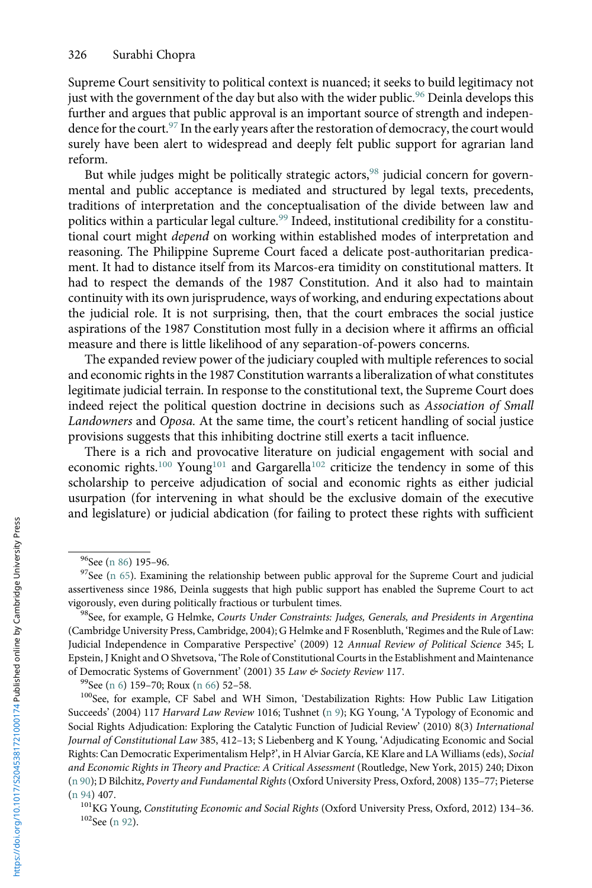Supreme Court sensitivity to political context is nuanced; it seeks to build legitimacy not just with the government of the day but also with the wider public.[96] Deinla develops this further and argues that public approval is an important source of strength and independence for the court.[97] In the early years after the restoration of democracy, the court would surely have been alert to widespread and deeply felt public support for agrarian land reform.

But while judges might be politically strategic actors,[98] judicial concern for governmental and public acceptance is mediated and structured by legal texts, precedents, traditions of interpretation and the conceptualisation of the divide between law and politics within a particular legal culture.[99] Indeed, institutional credibility for a constitutional court might *depend* on working within established modes of interpretation and reasoning. The Philippine Supreme Court faced a delicate post-authoritarian predicament. It had to distance itself from its Marcos-era timidity on constitutional matters. It had to respect the demands of the 1987 Constitution. And it also had to maintain continuity with its own jurisprudence, ways of working, and enduring expectations about the judicial role. It is not surprising, then, that the court embraces the social justice aspirations of the 1987 Constitution most fully in a decision where it affirms an official measure and there is little likelihood of any separation-of-powers concerns.

The expanded review power of the judiciary coupled with multiple references to social and economic rights in the 1987 Constitution warrants a liberalization of what constitutes legitimate judicial terrain. In response to the constitutional text, the Supreme Court does indeed reject the political question doctrine in decisions such as *Association of Small Landowners* and *Oposa.* At the same time, the court's reticent handling of social justice provisions suggests that this inhibiting doctrine still exerts a tacit influence.

There is a rich and provocative literature on judicial engagement with social and economic rights.[100] Young[101] and Gargarella[102] criticize the tendency in some of this scholarship to perceive adjudication of social and economic rights as either judicial usurpation (for intervening in what should be the exclusive domain of the executive and legislature) or judicial abdication (for failing to protect these rights with sufficient

---

[96] See (n 86) 195–96.

[97] See (n 65). Examining the relationship between public approval for the Supreme Court and judicial assertiveness since 1986, Deinla suggests that high public support has enabled the Supreme Court to act vigorously, even during politically fractious or turbulent times.

[98] See, for example, G Helmke, *Courts Under Constraints: Judges, Generals, and Presidents in Argentina* (Cambridge University Press, Cambridge, 2004); G Helmke and F Rosenbluth, 'Regimes and the Rule of Law: Judicial Independence in Comparative Perspective' (2009) 12 *Annual Review of Political Science* 345; L Epstein, J Knight and O Shvetsova, 'The Role of Constitutional Courts in the Establishment and Maintenance of Democratic Systems of Government' (2001) 35 *Law & Society Review* 117.

[99] See (n 6) 159–70; Roux (n 66) 52–58.

[100] See, for example, CF Sabel and WH Simon, 'Destabilization Rights: How Public Law Litigation Succeeds' (2004) 117 *Harvard Law Review* 1016; Tushnet (n 9); KG Young, 'A Typology of Economic and Social Rights Adjudication: Exploring the Catalytic Function of Judicial Review' (2010) 8(3) *International Journal of Constitutional Law* 385, 412–13; S Liebenberg and K Young, 'Adjudicating Economic and Social Rights: Can Democratic Experimentalism Help?', in H Alviar García, KE Klare and LA Williams (eds), *Social and Economic Rights in Theory and Practice: A Critical Assessment* (Routledge, New York, 2015) 240; Dixon (n 90); D Bilchitz, *Poverty and Fundamental Rights* (Oxford University Press, Oxford, 2008) 135–77; Pieterse (n 94) 407.

[101] KG Young, *Constituting Economic and Social Rights* (Oxford University Press, Oxford, 2012) 134–36.

[102] See (n 92).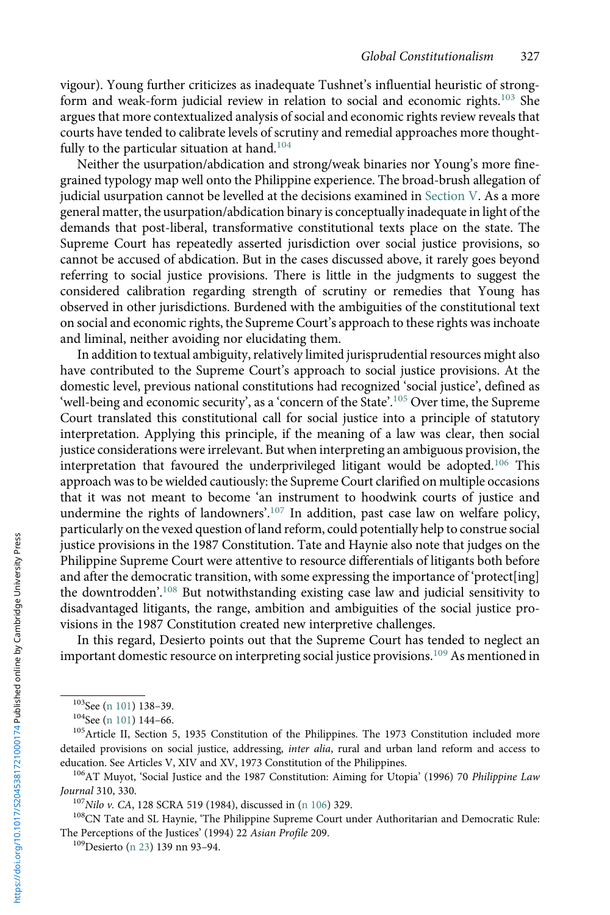vigour). Young further criticizes as inadequate Tushnet's influential heuristic of strong-form and weak-form judicial review in relation to social and economic rights.[103] She argues that more contextualized analysis of social and economic rights review reveals that courts have tended to calibrate levels of scrutiny and remedial approaches more thoughtfully to the particular situation at hand.[104]

Neither the usurpation/abdication and strong/weak binaries nor Young's more fine-grained typology map well onto the Philippine experience. The broad-brush allegation of judicial usurpation cannot be levelled at the decisions examined in Section V. As a more general matter, the usurpation/abdication binary is conceptually inadequate in light of the demands that post-liberal, transformative constitutional texts place on the state. The Supreme Court has repeatedly asserted jurisdiction over social justice provisions, so cannot be accused of abdication. But in the cases discussed above, it rarely goes beyond referring to social justice provisions. There is little in the judgments to suggest the considered calibration regarding strength of scrutiny or remedies that Young has observed in other jurisdictions. Burdened with the ambiguities of the constitutional text on social and economic rights, the Supreme Court's approach to these rights was inchoate and liminal, neither avoiding nor elucidating them.

In addition to textual ambiguity, relatively limited jurisprudential resources might also have contributed to the Supreme Court's approach to social justice provisions. At the domestic level, previous national constitutions had recognized 'social justice', defined as 'well-being and economic security', as a 'concern of the State'.[105] Over time, the Supreme Court translated this constitutional call for social justice into a principle of statutory interpretation. Applying this principle, if the meaning of a law was clear, then social justice considerations were irrelevant. But when interpreting an ambiguous provision, the interpretation that favoured the underprivileged litigant would be adopted.[106] This approach was to be wielded cautiously: the Supreme Court clarified on multiple occasions that it was not meant to become 'an instrument to hoodwink courts of justice and undermine the rights of landowners'.[107] In addition, past case law on welfare policy, particularly on the vexed question of land reform, could potentially help to construe social justice provisions in the 1987 Constitution. Tate and Haynie also note that judges on the Philippine Supreme Court were attentive to resource differentials of litigants both before and after the democratic transition, with some expressing the importance of 'protect[ing] the downtrodden'.[108] But notwithstanding existing case law and judicial sensitivity to disadvantaged litigants, the range, ambition and ambiguities of the social justice provisions in the 1987 Constitution created new interpretive challenges.

In this regard, Desierto points out that the Supreme Court has tended to neglect an important domestic resource on interpreting social justice provisions.[109] As mentioned in

[103]See (n 101) 138–39.

[104]See (n 101) 144–66.

[105]Article II, Section 5, 1935 Constitution of the Philippines. The 1973 Constitution included more detailed provisions on social justice, addressing, *inter alia*, rural and urban land reform and access to education. See Articles V, XIV and XV, 1973 Constitution of the Philippines.

[106]AT Muyot, 'Social Justice and the 1987 Constitution: Aiming for Utopia' (1996) 70 *Philippine Law Journal* 310, 330.

[107]*Nilo v. CA*, 128 SCRA 519 (1984), discussed in (n 106) 329.

[108]CN Tate and SL Haynie, 'The Philippine Supreme Court under Authoritarian and Democratic Rule: The Perceptions of the Justices' (1994) 22 *Asian Profile* 209.

[109]Desierto (n 23) 139 nn 93–94.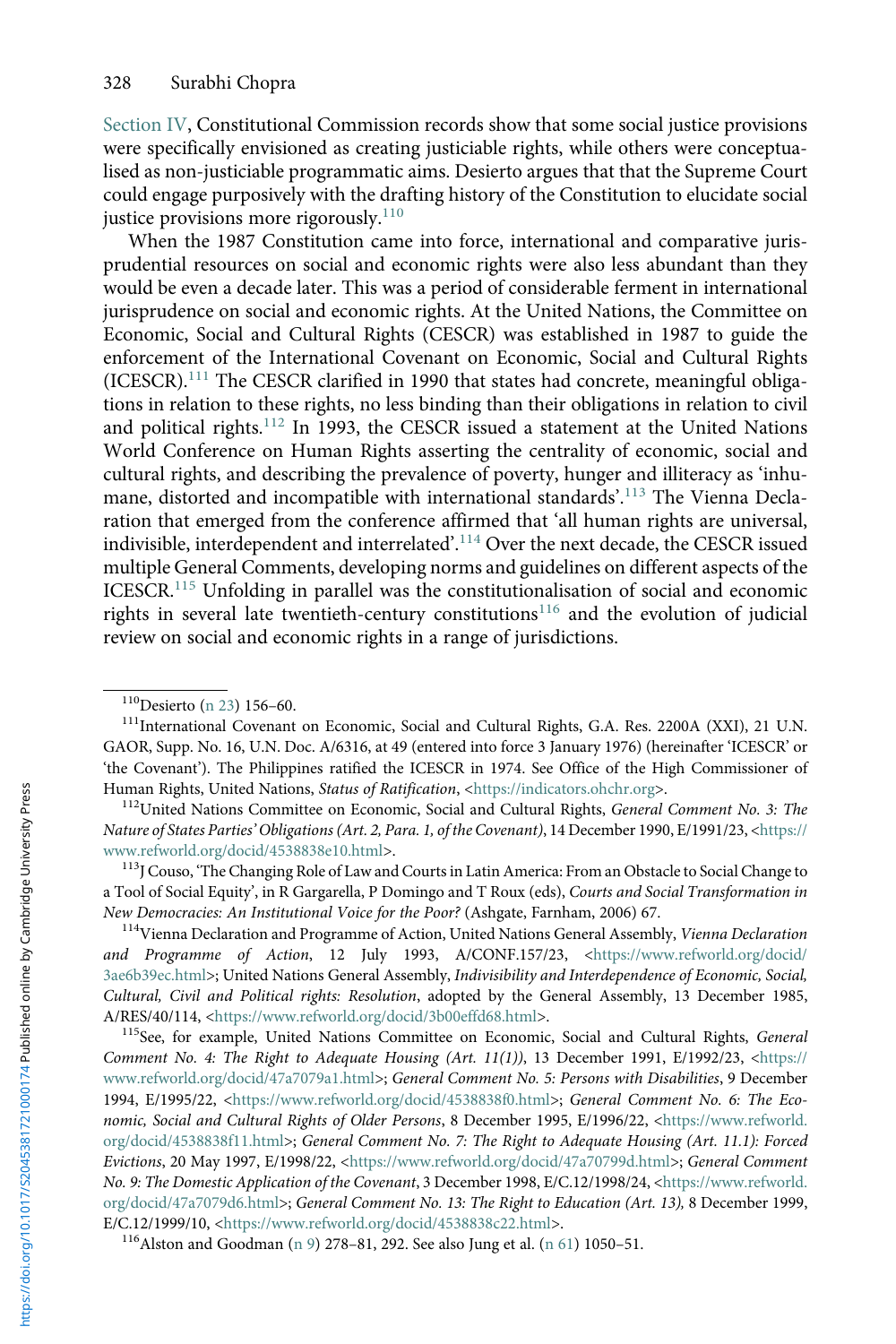Section IV, Constitutional Commission records show that some social justice provisions were specifically envisioned as creating justiciable rights, while others were conceptualised as non-justiciable programmatic aims. Desierto argues that that the Supreme Court could engage purposively with the drafting history of the Constitution to elucidate social justice provisions more rigorously.[110]

When the 1987 Constitution came into force, international and comparative jurisprudential resources on social and economic rights were also less abundant than they would be even a decade later. This was a period of considerable ferment in international jurisprudence on social and economic rights. At the United Nations, the Committee on Economic, Social and Cultural Rights (CESCR) was established in 1987 to guide the enforcement of the International Covenant on Economic, Social and Cultural Rights (ICESCR).[111] The CESCR clarified in 1990 that states had concrete, meaningful obligations in relation to these rights, no less binding than their obligations in relation to civil and political rights.[112] In 1993, the CESCR issued a statement at the United Nations World Conference on Human Rights asserting the centrality of economic, social and cultural rights, and describing the prevalence of poverty, hunger and illiteracy as 'inhumane, distorted and incompatible with international standards'.[113] The Vienna Declaration that emerged from the conference affirmed that 'all human rights are universal, indivisible, interdependent and interrelated'.[114] Over the next decade, the CESCR issued multiple General Comments, developing norms and guidelines on different aspects of the ICESCR.[115] Unfolding in parallel was the constitutionalisation of social and economic rights in several late twentieth-century constitutions[116] and the evolution of judicial review on social and economic rights in a range of jurisdictions.

---

[110]Desierto (n 23) 156–60.

[111]International Covenant on Economic, Social and Cultural Rights, G.A. Res. 2200A (XXI), 21 U.N. GAOR, Supp. No. 16, U.N. Doc. A/6316, at 49 (entered into force 3 January 1976) (hereinafter 'ICESCR' or 'the Covenant'). The Philippines ratified the ICESCR in 1974. See Office of the High Commissioner of Human Rights, United Nations, *Status of Ratification*, <https://indicators.ohchr.org>.

[112]United Nations Committee on Economic, Social and Cultural Rights, *General Comment No. 3: The Nature of States Parties' Obligations (Art. 2, Para. 1, of the Covenant)*, 14 December 1990, E/1991/23, <https://www.refworld.org/docid/4538838e10.html>.

[113]J Couso, 'The Changing Role of Law and Courts in Latin America: From an Obstacle to Social Change to a Tool of Social Equity', in R Gargarella, P Domingo and T Roux (eds), *Courts and Social Transformation in New Democracies: An Institutional Voice for the Poor?* (Ashgate, Farnham, 2006) 67.

[114]Vienna Declaration and Programme of Action, United Nations General Assembly, *Vienna Declaration and Programme of Action*, 12 July 1993, A/CONF.157/23, <https://www.refworld.org/docid/3ae6b39ec.html>; United Nations General Assembly, *Indivisibility and Interdependence of Economic, Social, Cultural, Civil and Political rights: Resolution*, adopted by the General Assembly, 13 December 1985, A/RES/40/114, <https://www.refworld.org/docid/3b00effd68.html>.

[115]See, for example, United Nations Committee on Economic, Social and Cultural Rights, *General Comment No. 4: The Right to Adequate Housing (Art. 11(1))*, 13 December 1991, E/1992/23, <https://www.refworld.org/docid/47a7079a1.html>; *General Comment No. 5: Persons with Disabilities*, 9 December 1994, E/1995/22, <https://www.refworld.org/docid/4538838f0.html>; *General Comment No. 6: The Economic, Social and Cultural Rights of Older Persons*, 8 December 1995, E/1996/22, <https://www.refworld.org/docid/4538838f11.html>; *General Comment No. 7: The Right to Adequate Housing (Art. 11.1): Forced Evictions*, 20 May 1997, E/1998/22, <https://www.refworld.org/docid/47a70799d.html>; *General Comment No. 9: The Domestic Application of the Covenant*, 3 December 1998, E/C.12/1998/24, <https://www.refworld.org/docid/47a7079d6.html>; *General Comment No. 13: The Right to Education (Art. 13),* 8 December 1999, E/C.12/1999/10, <https://www.refworld.org/docid/4538838c22.html>.

[116]Alston and Goodman (n 9) 278–81, 292. See also Jung et al. (n 61) 1050–51.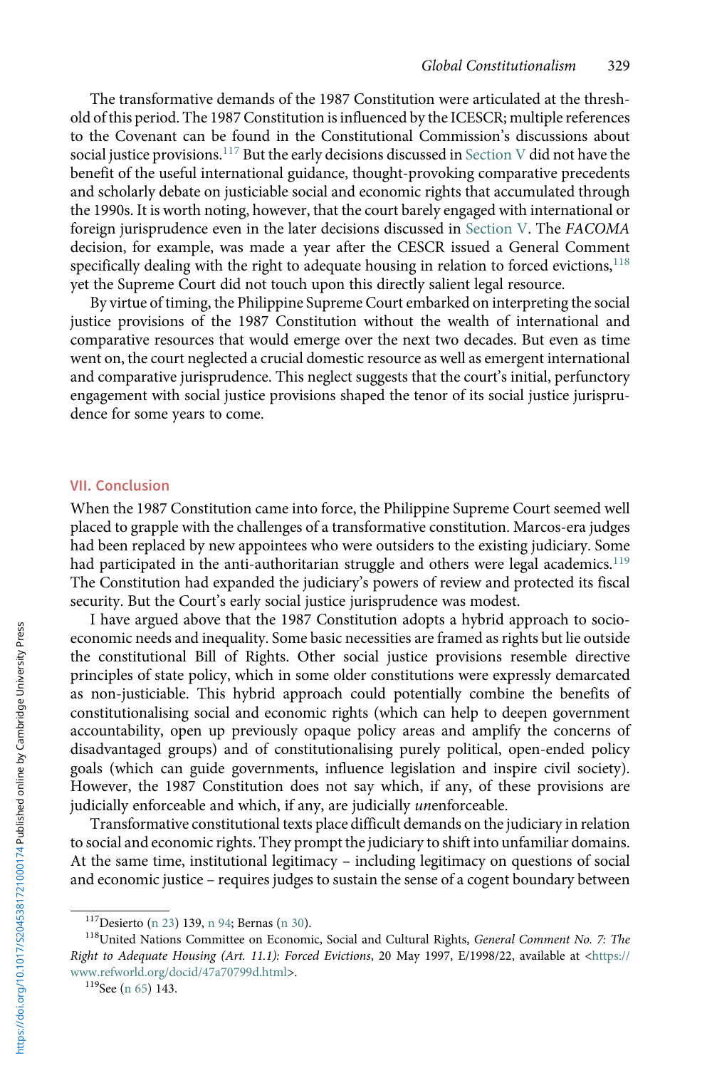The transformative demands of the 1987 Constitution were articulated at the threshold of this period. The 1987 Constitution is influenced by the ICESCR; multiple references to the Covenant can be found in the Constitutional Commission's discussions about social justice provisions.[117] But the early decisions discussed in Section V did not have the benefit of the useful international guidance, thought-provoking comparative precedents and scholarly debate on justiciable social and economic rights that accumulated through the 1990s. It is worth noting, however, that the court barely engaged with international or foreign jurisprudence even in the later decisions discussed in Section V. The *FACOMA* decision, for example, was made a year after the CESCR issued a General Comment specifically dealing with the right to adequate housing in relation to forced evictions,[118] yet the Supreme Court did not touch upon this directly salient legal resource.

By virtue of timing, the Philippine Supreme Court embarked on interpreting the social justice provisions of the 1987 Constitution without the wealth of international and comparative resources that would emerge over the next two decades. But even as time went on, the court neglected a crucial domestic resource as well as emergent international and comparative jurisprudence. This neglect suggests that the court's initial, perfunctory engagement with social justice provisions shaped the tenor of its social justice jurisprudence for some years to come.

## VII. Conclusion

When the 1987 Constitution came into force, the Philippine Supreme Court seemed well placed to grapple with the challenges of a transformative constitution. Marcos-era judges had been replaced by new appointees who were outsiders to the existing judiciary. Some had participated in the anti-authoritarian struggle and others were legal academics.[119] The Constitution had expanded the judiciary's powers of review and protected its fiscal security. But the Court's early social justice jurisprudence was modest.

I have argued above that the 1987 Constitution adopts a hybrid approach to socio-economic needs and inequality. Some basic necessities are framed as rights but lie outside the constitutional Bill of Rights. Other social justice provisions resemble directive principles of state policy, which in some older constitutions were expressly demarcated as non-justiciable. This hybrid approach could potentially combine the benefits of constitutionalising social and economic rights (which can help to deepen government accountability, open up previously opaque policy areas and amplify the concerns of disadvantaged groups) and of constitutionalising purely political, open-ended policy goals (which can guide governments, influence legislation and inspire civil society). However, the 1987 Constitution does not say which, if any, of these provisions are judicially enforceable and which, if any, are judicially *un*enforceable.

Transformative constitutional texts place difficult demands on the judiciary in relation to social and economic rights. They prompt the judiciary to shift into unfamiliar domains. At the same time, institutional legitimacy – including legitimacy on questions of social and economic justice – requires judges to sustain the sense of a cogent boundary between

---

[117] Desierto (n 23) 139, n 94; Bernas (n 30).

[118] United Nations Committee on Economic, Social and Cultural Rights, *General Comment No. 7: The Right to Adequate Housing (Art. 11.1): Forced Evictions*, 20 May 1997, E/1998/22, available at <https://www.refworld.org/docid/47a70799d.html>.

[119] See (n 65) 143.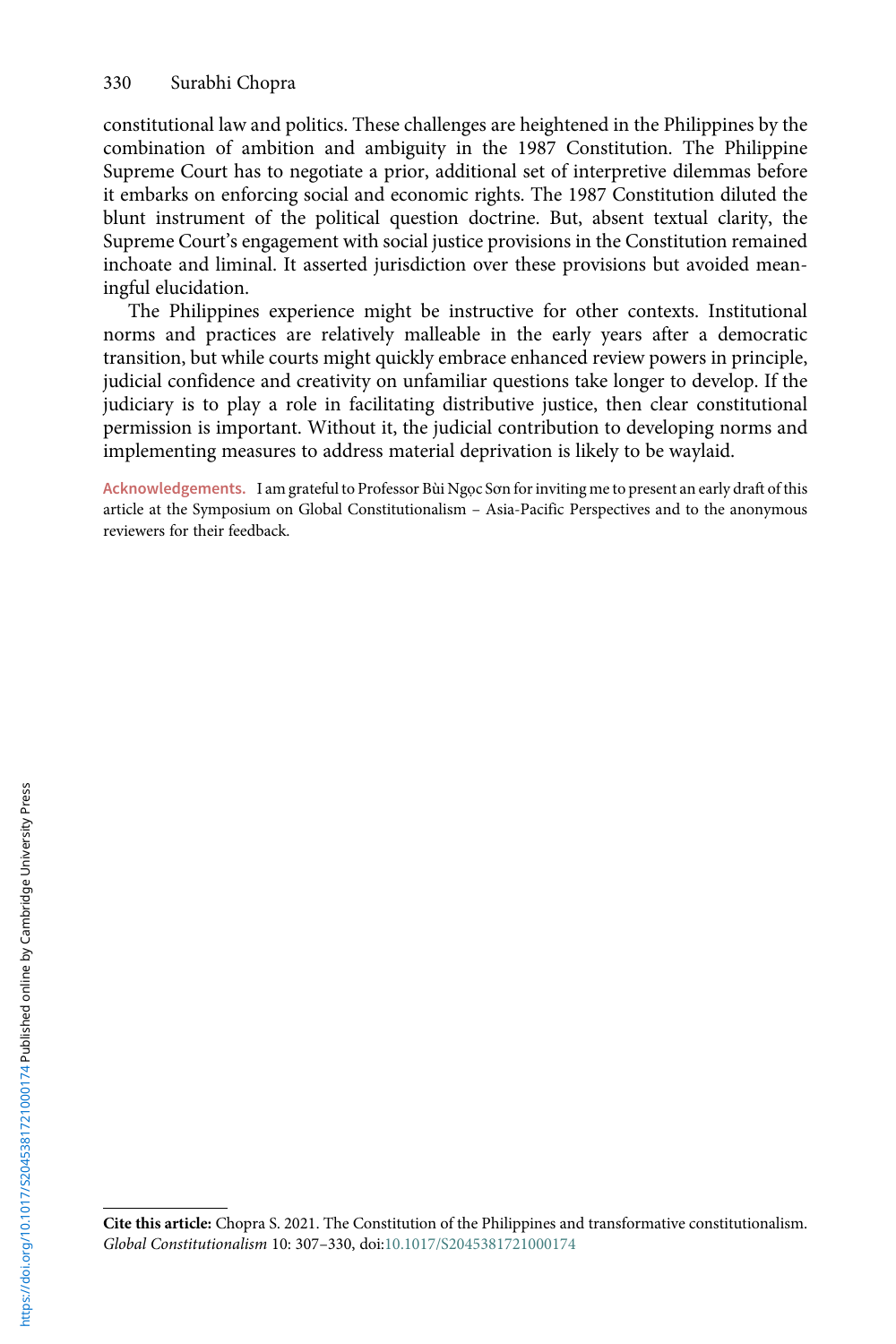constitutional law and politics. These challenges are heightened in the Philippines by the combination of ambition and ambiguity in the 1987 Constitution. The Philippine Supreme Court has to negotiate a prior, additional set of interpretive dilemmas before it embarks on enforcing social and economic rights. The 1987 Constitution diluted the blunt instrument of the political question doctrine. But, absent textual clarity, the Supreme Court's engagement with social justice provisions in the Constitution remained inchoate and liminal. It asserted jurisdiction over these provisions but avoided meaningful elucidation.

The Philippines experience might be instructive for other contexts. Institutional norms and practices are relatively malleable in the early years after a democratic transition, but while courts might quickly embrace enhanced review powers in principle, judicial confidence and creativity on unfamiliar questions take longer to develop. If the judiciary is to play a role in facilitating distributive justice, then clear constitutional permission is important. Without it, the judicial contribution to developing norms and implementing measures to address material deprivation is likely to be waylaid.

**Acknowledgements.** I am grateful to Professor Bùi Ngọc Sơn for inviting me to present an early draft of this article at the Symposium on Global Constitutionalism – Asia-Pacific Perspectives and to the anonymous reviewers for their feedback.

**Cite this article:** Chopra S. 2021. The Constitution of the Philippines and transformative constitutionalism. *Global Constitutionalism* 10: 307–330, doi:10.1017/S2045381721000174